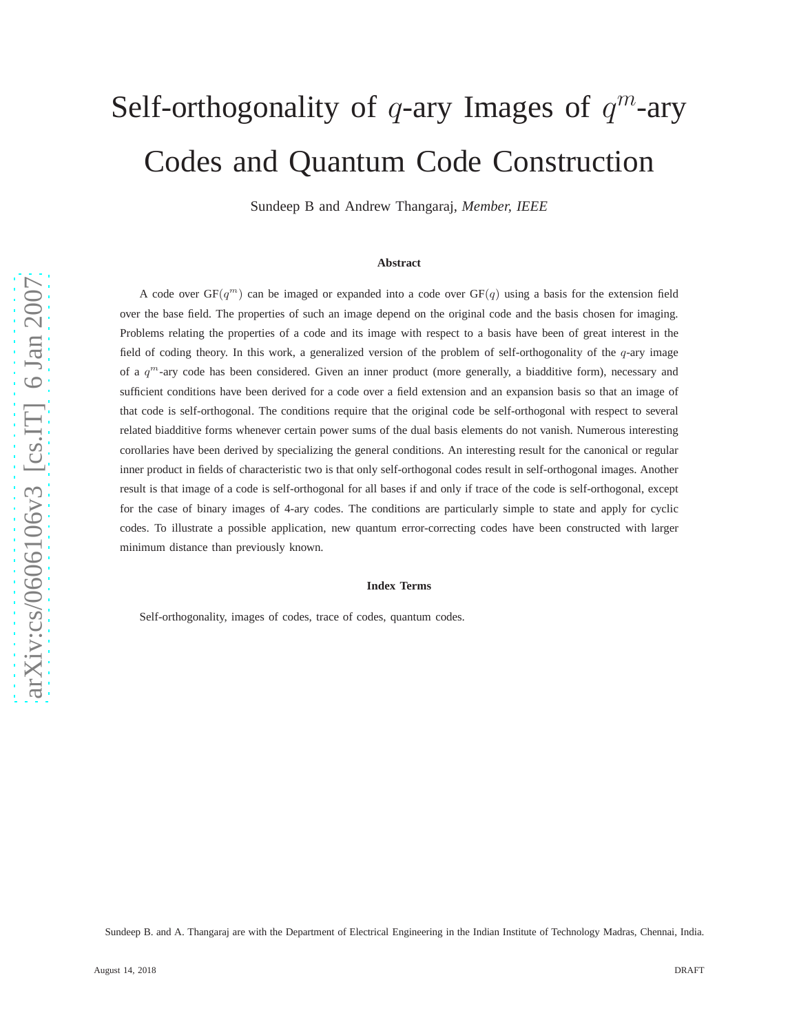# Self-orthogonality of $q$-ary Images of $q^m$-ary Codes and Quantum Code Construction

Sundeep B and Andrew Thangaraj, *Member, IEEE*

### Abstract

A code over GF$(q^m)$ can be imaged or expanded into a code over GF$(q)$ using a basis for the extension field over the base field. The properties of such an image depend on the original code and the basis chosen for imaging. Problems relating the properties of a code and its image with respect to a basis have been of great interest in the field of coding theory. In this work, a generalized version of the problem of self-orthogonality of the $q$-ary image of a $q^m$-ary code has been considered. Given an inner product (more generally, a biadditive form), necessary and sufficient conditions have been derived for a code over a field extension and an expansion basis so that an image of that code is self-orthogonal. The conditions require that the original code be self-orthogonal with respect to several related biadditive forms whenever certain power sums of the dual basis elements do not vanish. Numerous interesting corollaries have been derived by specializing the general conditions. An interesting result for the canonical or regular inner product in fields of characteristic two is that only self-orthogonal codes result in self-orthogonal images. Another result is that image of a code is self-orthogonal for all bases if and only if trace of the code is self-orthogonal, except for the case of binary images of 4-ary codes. The conditions are particularly simple to state and apply for cyclic codes. To illustrate a possible application, new quantum error-correcting codes have been constructed with larger minimum distance than previously known.

### Index Terms

Self-orthogonality, images of codes, trace of codes, quantum codes.

Sundeep B. and A. Thangaraj are with the Department of Electrical Engineering in the Indian Institute of Technology Madras, Chennai, India.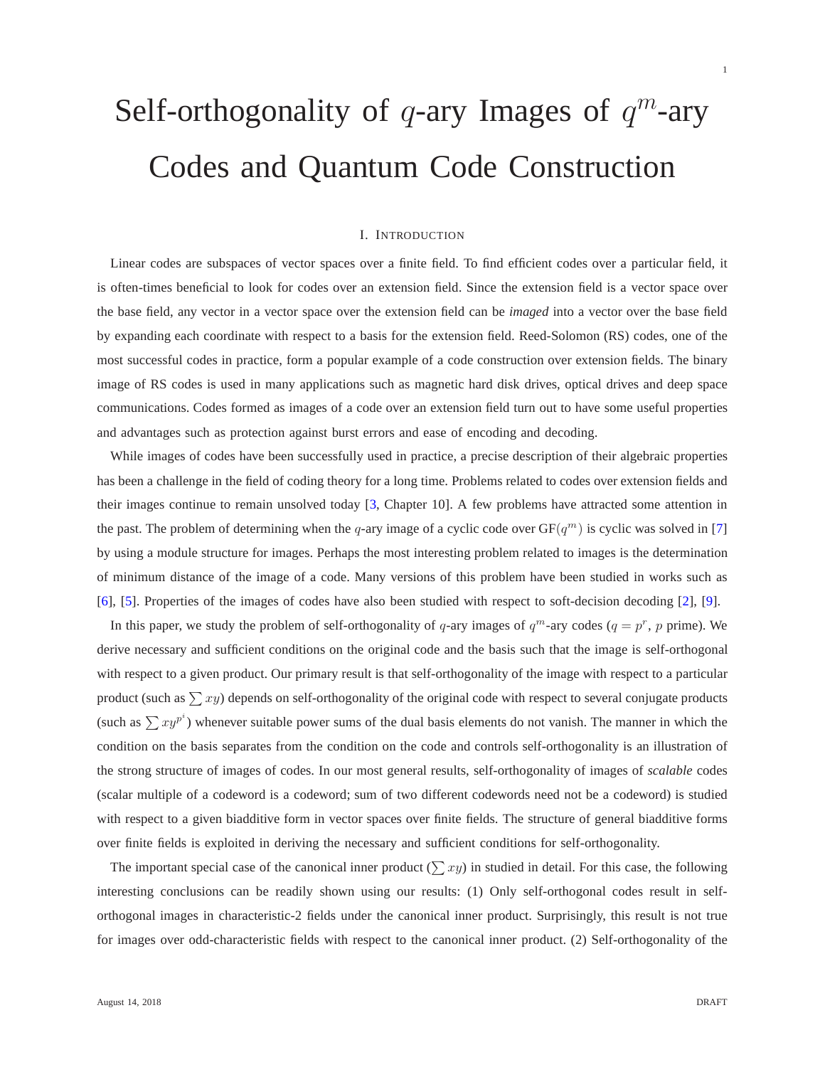# Self-orthogonality of $q$-ary Images of $q^m$-ary Codes and Quantum Code Construction

## I. Introduction

Linear codes are subspaces of vector spaces over a finite field. To find efficient codes over a particular field, it is often-times beneficial to look for codes over an extension field. Since the extension field is a vector space over the base field, any vector in a vector space over the extension field can be *imaged* into a vector over the base field by expanding each coordinate with respect to a basis for the extension field. Reed-Solomon (RS) codes, one of the most successful codes in practice, form a popular example of a code construction over extension fields. The binary image of RS codes is used in many applications such as magnetic hard disk drives, optical drives and deep space communications. Codes formed as images of a code over an extension field turn out to have some useful properties and advantages such as protection against burst errors and ease of encoding and decoding.

While images of codes have been successfully used in practice, a precise description of their algebraic properties has been a challenge in the field of coding theory for a long time. Problems related to codes over extension fields and their images continue to remain unsolved today [3, Chapter 10]. A few problems have attracted some attention in the past. The problem of determining when the $q$-ary image of a cyclic code over $\mathrm{GF}(q^m)$ is cyclic was solved in [7] by using a module structure for images. Perhaps the most interesting problem related to images is the determination of minimum distance of the image of a code. Many versions of this problem have been studied in works such as [6], [5]. Properties of the images of codes have also been studied with respect to soft-decision decoding [2], [9].

In this paper, we study the problem of self-orthogonality of $q$-ary images of $q^m$-ary codes ($q = p^r$, $p$ prime). We derive necessary and sufficient conditions on the original code and the basis such that the image is self-orthogonal with respect to a given product. Our primary result is that self-orthogonality of the image with respect to a particular product (such as $\sum xy$) depends on self-orthogonality of the original code with respect to several conjugate products (such as $\sum xy^{p^i}$) whenever suitable power sums of the dual basis elements do not vanish. The manner in which the condition on the basis separates from the condition on the code and controls self-orthogonality is an illustration of the strong structure of images of codes. In our most general results, self-orthogonality of images of *scalable* codes (scalar multiple of a codeword is a codeword; sum of two different codewords need not be a codeword) is studied with respect to a given biadditive form in vector spaces over finite fields. The structure of general biadditive forms over finite fields is exploited in deriving the necessary and sufficient conditions for self-orthogonality.

The important special case of the canonical inner product ($\sum xy$) in studied in detail. For this case, the following interesting conclusions can be readily shown using our results: (1) Only self-orthogonal codes result in self-orthogonal images in characteristic-2 fields under the canonical inner product. Surprisingly, this result is not true for images over odd-characteristic fields with respect to the canonical inner product. (2) Self-orthogonality of the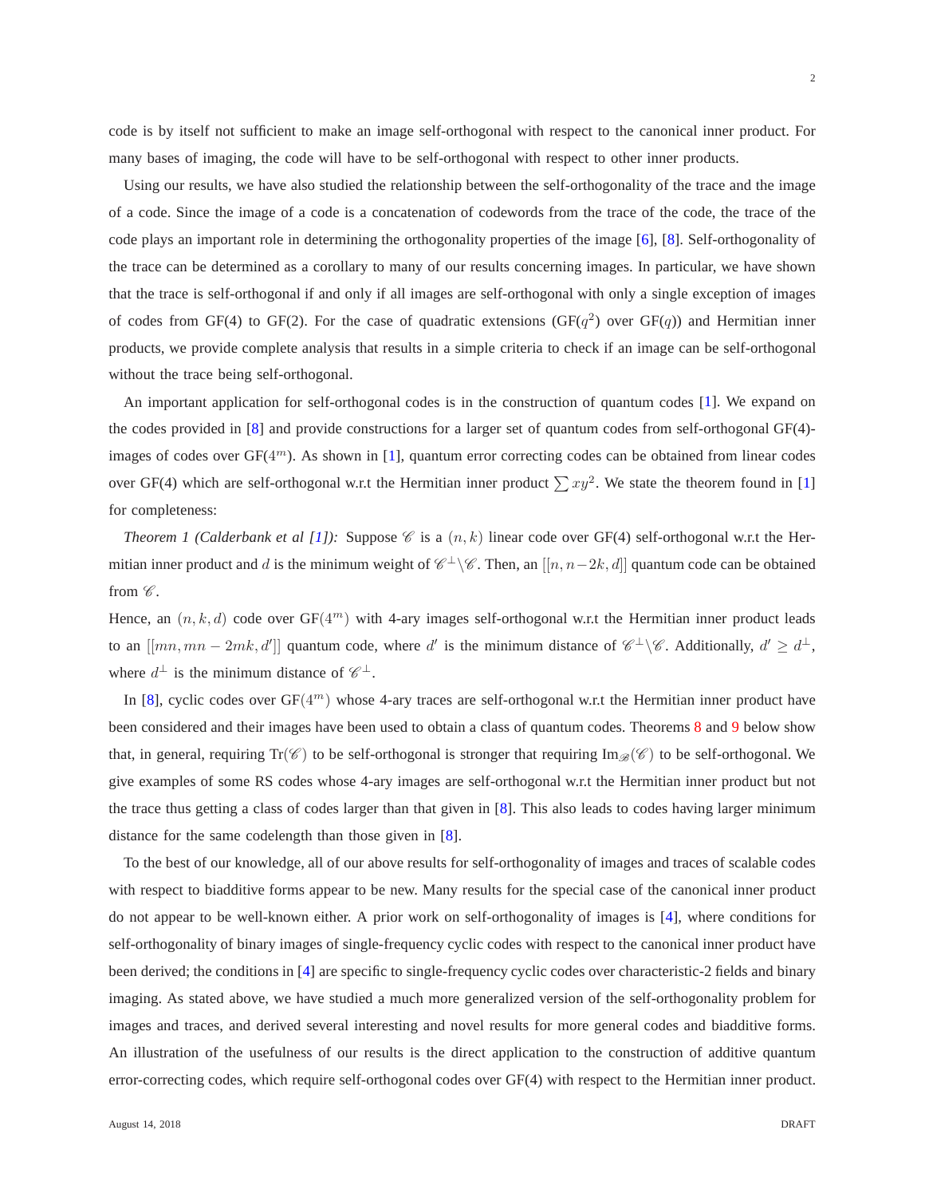code is by itself not sufficient to make an image self-orthogonal with respect to the canonical inner product. For many bases of imaging, the code will have to be self-orthogonal with respect to other inner products.

Using our results, we have also studied the relationship between the self-orthogonality of the trace and the image of a code. Since the image of a code is a concatenation of codewords from the trace of the code, the trace of the code plays an important role in determining the orthogonality properties of the image [6], [8]. Self-orthogonality of the trace can be determined as a corollary to many of our results concerning images. In particular, we have shown that the trace is self-orthogonal if and only if all images are self-orthogonal with only a single exception of images of codes from GF(4) to GF(2). For the case of quadratic extensions (GF($q^2$) over GF($q$)) and Hermitian inner products, we provide complete analysis that results in a simple criteria to check if an image can be self-orthogonal without the trace being self-orthogonal.

An important application for self-orthogonal codes is in the construction of quantum codes [1]. We expand on the codes provided in [8] and provide constructions for a larger set of quantum codes from self-orthogonal GF(4)-images of codes over GF($4^m$). As shown in [1], quantum error correcting codes can be obtained from linear codes over GF(4) which are self-orthogonal w.r.t the Hermitian inner product $\sum xy^2$. We state the theorem found in [1] for completeness:

*Theorem 1 (Calderbank et al [1]):* Suppose $\mathscr{C}$ is a $(n, k)$ linear code over GF(4) self-orthogonal w.r.t the Hermitian inner product and $d$ is the minimum weight of $\mathscr{C}^{\perp}\backslash\mathscr{C}$. Then, an $[[n, n-2k, d]]$ quantum code can be obtained from $\mathscr{C}$.

Hence, an $(n, k, d)$ code over GF($4^m$) with 4-ary images self-orthogonal w.r.t the Hermitian inner product leads to an $[[mn, mn-2mk, d']]$ quantum code, where $d'$ is the minimum distance of $\mathscr{C}^{\perp}\backslash\mathscr{C}$. Additionally, $d' \geq d^{\perp}$, where $d^{\perp}$ is the minimum distance of $\mathscr{C}^{\perp}$.

In [8], cyclic codes over GF($4^m$) whose 4-ary traces are self-orthogonal w.r.t the Hermitian inner product have been considered and their images have been used to obtain a class of quantum codes. Theorems 8 and 9 below show that, in general, requiring $\mathrm{Tr}(\mathscr{C})$ to be self-orthogonal is stronger that requiring $\mathrm{Im}_{\mathscr{B}}(\mathscr{C})$ to be self-orthogonal. We give examples of some RS codes whose 4-ary images are self-orthogonal w.r.t the Hermitian inner product but not the trace thus getting a class of codes larger than that given in [8]. This also leads to codes having larger minimum distance for the same codelength than those given in [8].

To the best of our knowledge, all of our above results for self-orthogonality of images and traces of scalable codes with respect to biadditive forms appear to be new. Many results for the special case of the canonical inner product do not appear to be well-known either. A prior work on self-orthogonality of images is [4], where conditions for self-orthogonality of binary images of single-frequency cyclic codes with respect to the canonical inner product have been derived; the conditions in [4] are specific to single-frequency cyclic codes over characteristic-2 fields and binary imaging. As stated above, we have studied a much more generalized version of the self-orthogonality problem for images and traces, and derived several interesting and novel results for more general codes and biadditive forms. An illustration of the usefulness of our results is the direct application to the construction of additive quantum error-correcting codes, which require self-orthogonal codes over GF(4) with respect to the Hermitian inner product.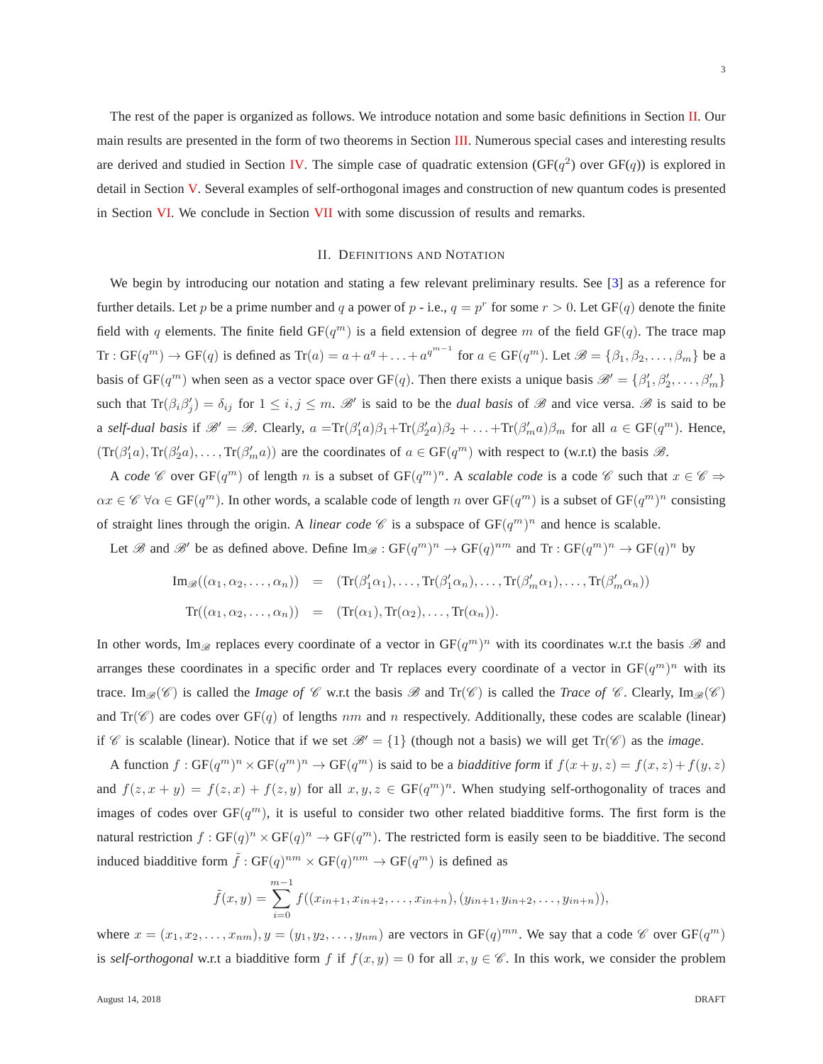The rest of the paper is organized as follows. We introduce notation and some basic definitions in Section II. Our main results are presented in the form of two theorems in Section III. Numerous special cases and interesting results are derived and studied in Section IV. The simple case of quadratic extension (GF($q^2$) over GF($q$)) is explored in detail in Section V. Several examples of self-orthogonal images and construction of new quantum codes is presented in Section VI. We conclude in Section VII with some discussion of results and remarks.

## II. Definitions and Notation

We begin by introducing our notation and stating a few relevant preliminary results. See [3] as a reference for further details. Let $p$ be a prime number and $q$ a power of $p$ - i.e., $q = p^r$ for some $r > 0$. Let GF($q$) denote the finite field with $q$ elements. The finite field GF($q^m$) is a field extension of degree $m$ of the field GF($q$). The trace map $\mathrm{Tr} : \mathrm{GF}(q^m) \to \mathrm{GF}(q)$ is defined as $\mathrm{Tr}(a) = a + a^q + \ldots + a^{q^{m-1}}$ for $a \in \mathrm{GF}(q^m)$. Let $\mathscr{B} = \{\beta_1, \beta_2, \ldots, \beta_m\}$ be a basis of GF($q^m$) when seen as a vector space over GF($q$). Then there exists a unique basis $\mathscr{B}' = \{\beta'_1, \beta'_2, \ldots, \beta'_m\}$ such that $\mathrm{Tr}(\beta_i \beta'_j) = \delta_{ij}$ for $1 \leq i, j \leq m$. $\mathscr{B}'$ is said to be the *dual basis* of $\mathscr{B}$ and vice versa. $\mathscr{B}$ is said to be a *self-dual basis* if $\mathscr{B}' = \mathscr{B}$. Clearly, $a = \mathrm{Tr}(\beta'_1 a)\beta_1 + \mathrm{Tr}(\beta'_2 a)\beta_2 + \ldots + \mathrm{Tr}(\beta'_m a)\beta_m$ for all $a \in \mathrm{GF}(q^m)$. Hence, $(\mathrm{Tr}(\beta'_1 a), \mathrm{Tr}(\beta'_2 a), \ldots, \mathrm{Tr}(\beta'_m a))$ are the coordinates of $a \in \mathrm{GF}(q^m)$ with respect to (w.r.t) the basis $\mathscr{B}$.

A *code* $\mathscr{C}$ over GF($q^m$) of length $n$ is a subset of $\mathrm{GF}(q^m)^n$. A *scalable code* is a code $\mathscr{C}$ such that $x \in \mathscr{C} \Rightarrow \alpha x \in \mathscr{C}\ \forall \alpha \in \mathrm{GF}(q^m)$. In other words, a scalable code of length $n$ over GF($q^m$) is a subset of $\mathrm{GF}(q^m)^n$ consisting of straight lines through the origin. A *linear code* $\mathscr{C}$ is a subspace of $\mathrm{GF}(q^m)^n$ and hence is scalable.

Let $\mathscr{B}$ and $\mathscr{B}'$ be as defined above. Define $\mathrm{Im}_{\mathscr{B}} : \mathrm{GF}(q^m)^n \to \mathrm{GF}(q)^{nm}$ and $\mathrm{Tr} : \mathrm{GF}(q^m)^n \to \mathrm{GF}(q)^n$ by

$$\begin{aligned}
\mathrm{Im}_{\mathscr{B}}((\alpha_1, \alpha_2, \ldots, \alpha_n)) &= (\mathrm{Tr}(\beta'_1 \alpha_1), \ldots, \mathrm{Tr}(\beta'_1 \alpha_n), \ldots, \mathrm{Tr}(\beta'_m \alpha_1), \ldots, \mathrm{Tr}(\beta'_m \alpha_n)) \\
\mathrm{Tr}((\alpha_1, \alpha_2, \ldots, \alpha_n)) &= (\mathrm{Tr}(\alpha_1), \mathrm{Tr}(\alpha_2), \ldots, \mathrm{Tr}(\alpha_n)).
\end{aligned}$$

In other words, $\mathrm{Im}_{\mathscr{B}}$ replaces every coordinate of a vector in $\mathrm{GF}(q^m)^n$ with its coordinates w.r.t the basis $\mathscr{B}$ and arranges these coordinates in a specific order and Tr replaces every coordinate of a vector in $\mathrm{GF}(q^m)^n$ with its trace. $\mathrm{Im}_{\mathscr{B}}(\mathscr{C})$ is called the *Image of* $\mathscr{C}$ w.r.t the basis $\mathscr{B}$ and $\mathrm{Tr}(\mathscr{C})$ is called the *Trace of* $\mathscr{C}$. Clearly, $\mathrm{Im}_{\mathscr{B}}(\mathscr{C})$ and $\mathrm{Tr}(\mathscr{C})$ are codes over GF($q$) of lengths $nm$ and $n$ respectively. Additionally, these codes are scalable (linear) if $\mathscr{C}$ is scalable (linear). Notice that if we set $\mathscr{B}' = \{1\}$ (though not a basis) we will get $\mathrm{Tr}(\mathscr{C})$ as the *image*.

A function $f : \mathrm{GF}(q^m)^n \times \mathrm{GF}(q^m)^n \to \mathrm{GF}(q^m)$ is said to be a *biadditive form* if $f(x+y, z) = f(x, z) + f(y, z)$ and $f(z, x+y) = f(z, x) + f(z, y)$ for all $x, y, z \in \mathrm{GF}(q^m)^n$. When studying self-orthogonality of traces and images of codes over GF($q^m$), it is useful to consider two other related biadditive forms. The first form is the natural restriction $f : \mathrm{GF}(q)^n \times \mathrm{GF}(q)^n \to \mathrm{GF}(q^m)$. The restricted form is easily seen to be biadditive. The second induced biadditive form $\tilde{f} : \mathrm{GF}(q)^{nm} \times \mathrm{GF}(q)^{nm} \to \mathrm{GF}(q^m)$ is defined as

$$\tilde{f}(x, y) = \sum_{i=0}^{m-1} f((x_{in+1}, x_{in+2}, \ldots, x_{in+n}), (y_{in+1}, y_{in+2}, \ldots, y_{in+n})),$$

where $x = (x_1, x_2, \ldots, x_{nm}), y = (y_1, y_2, \ldots, y_{nm})$ are vectors in $\mathrm{GF}(q)^{mn}$. We say that a code $\mathscr{C}$ over GF($q^m$) is *self-orthogonal* w.r.t a biadditive form $f$ if $f(x, y) = 0$ for all $x, y \in \mathscr{C}$. In this work, we consider the problem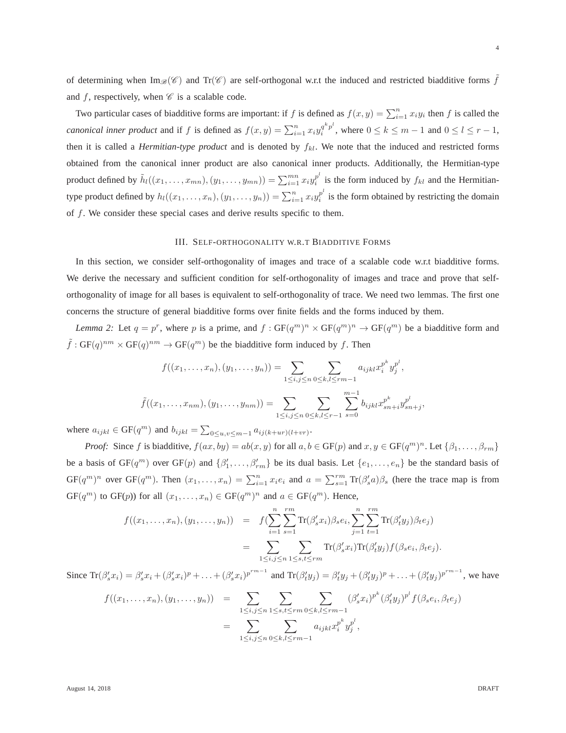of determining when $\text{Im}_{\mathscr{B}}(\mathscr{C})$ and $\text{Tr}(\mathscr{C})$ are self-orthogonal w.r.t the induced and restricted biadditive forms $\tilde{f}$ and $f$, respectively, when $\mathscr{C}$ is a scalable code.

Two particular cases of biadditive forms are important: if $f$ is defined as $f(x,y) = \sum_{i=1}^{n} x_i y_i$ then $f$ is called the *canonical inner product* and if $f$ is defined as $f(x,y) = \sum_{i=1}^{n} x_i y_i^{q^k p^l}$, where $0 \le k \le m-1$ and $0 \le l \le r-1$, then it is called a *Hermitian-type product* and is denoted by $f_{kl}$. We note that the induced and restricted forms obtained from the canonical inner product are also canonical inner products. Additionally, the Hermitian-type product defined by $\tilde{h}_l((x_1,\ldots,x_{mn}),(y_1,\ldots,y_{mn})) = \sum_{i=1}^{mn} x_i y_i^{p^l}$ is the form induced by $f_{kl}$ and the Hermitian-type product defined by $h_l((x_1,\ldots,x_n),(y_1,\ldots,y_n)) = \sum_{i=1}^{n} x_i y_i^{p^l}$ is the form obtained by restricting the domain of $f$. We consider these special cases and derive results specific to them.

## III. Self-orthogonality w.r.t Biadditive Forms

In this section, we consider self-orthogonality of images and trace of a scalable code w.r.t biadditive forms. We derive the necessary and sufficient condition for self-orthogonality of images and trace and prove that self-orthogonality of image for all bases is equivalent to self-orthogonality of trace. We need two lemmas. The first one concerns the structure of general biadditive forms over finite fields and the forms induced by them.

*Lemma 2:* Let $q = p^r$, where $p$ is a prime, and $f : \text{GF}(q^m)^n \times \text{GF}(q^m)^n \to \text{GF}(q^m)$ be a biadditive form and $\tilde{f} : \text{GF}(q)^{nm} \times \text{GF}(q)^{nm} \to \text{GF}(q^m)$ be the biadditive form induced by $f$. Then

$$f((x_1,\ldots,x_n),(y_1,\ldots,y_n)) = \sum_{1\le i,j\le n} \sum_{0\le k,l\le rm-1} a_{ijkl} x_i^{p^k} y_j^{p^l},$$

$$\tilde{f}((x_1,\ldots,x_{nm}),(y_1,\ldots,y_{nm})) = \sum_{1\le i,j\le n} \sum_{0\le k,l\le r-1} \sum_{s=0}^{m-1} b_{ijkl} x_{sn+i}^{p^k} y_{sn+j}^{p^l},$$

where $a_{ijkl} \in \text{GF}(q^m)$ and $b_{ijkl} = \sum_{0\le u,v\le m-1} a_{ij(k+ur)(l+vr)}$.

*Proof:* Since $f$ is biadditive, $f(ax, by) = ab(x,y)$ for all $a,b \in \text{GF}(p)$ and $x,y \in \text{GF}(q^m)^n$. Let $\{\beta_1,\ldots,\beta_{rm}\}$ be a basis of $\text{GF}(q^m)$ over $\text{GF}(p)$ and $\{\beta_1',\ldots,\beta_{rm}'\}$ be its dual basis. Let $\{e_1,\ldots,e_n\}$ be the standard basis of $\text{GF}(q^m)^n$ over $\text{GF}(q^m)$. Then $(x_1,\ldots,x_n) = \sum_{i=1}^{n} x_i e_i$ and $a = \sum_{s=1}^{rm} \text{Tr}(\beta_s' a)\beta_s$ (here the trace map is from $\text{GF}(q^m)$ to GF($p$)) for all $(x_1,\ldots,x_n) \in \text{GF}(q^m)^n$ and $a \in \text{GF}(q^m)$. Hence,

$$\begin{aligned} f((x_1,\ldots,x_n),(y_1,\ldots,y_n)) &= f(\sum_{i=1}^{n}\sum_{s=1}^{rm} \text{Tr}(\beta_s' x_i)\beta_s e_i, \sum_{j=1}^{n}\sum_{t=1}^{rm} \text{Tr}(\beta_t' y_j)\beta_t e_j) \\ &= \sum_{1\le i,j\le n} \sum_{1\le s,t\le rm} \text{Tr}(\beta_s' x_i)\text{Tr}(\beta_t' y_j) f(\beta_s e_i, \beta_t e_j). \end{aligned}$$

Since $\text{Tr}(\beta_s' x_i) = \beta_s' x_i + (\beta_s' x_i)^p + \ldots + (\beta_s' x_i)^{p^{rm-1}}$ and $\text{Tr}(\beta_t' y_j) = \beta_t' y_j + (\beta_t' y_j)^p + \ldots + (\beta_t' y_j)^{p^{rm-1}}$, we have

$$\begin{aligned} f((x_1,\ldots,x_n),(y_1,\ldots,y_n)) &= \sum_{1\le i,j\le n} \sum_{1\le s,t\le rm} \sum_{0\le k,l\le rm-1} (\beta_s' x_i)^{p^k} (\beta_t' y_j)^{p^l} f(\beta_s e_i, \beta_t e_j) \\ &= \sum_{1\le i,j\le n} \sum_{0\le k,l\le rm-1} a_{ijkl} x_i^{p^k} y_j^{p^l}, \end{aligned}$$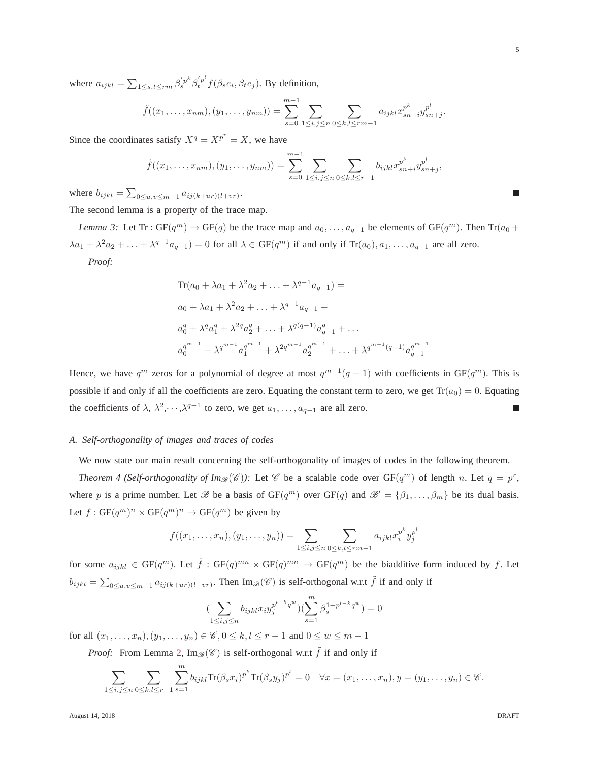where $a_{ijkl} = \sum_{1 \le s,t \le rm} \beta_s'^{p^k} \beta_t'^{p^l} f(\beta_s e_i, \beta_t e_j)$. By definition,

$$\tilde{f}((x_1, \dots, x_{nm}), (y_1, \dots, y_{nm})) = \sum_{s=0}^{m-1} \sum_{1 \le i,j \le n} \sum_{0 \le k,l \le rm-1} a_{ijkl} x_{sn+i}^{p^k} y_{sn+j}^{p^l}.$$

Since the coordinates satisfy $X^q = X^{p^r} = X$, we have

$$\tilde{f}((x_1, \dots, x_{nm}), (y_1, \dots, y_{nm})) = \sum_{s=0}^{m-1} \sum_{1 \le i,j \le n} \sum_{0 \le k,l \le r-1} b_{ijkl} x_{sn+i}^{p^k} y_{sn+j}^{p^l},$$

where $b_{ijkl} = \sum_{0 \le u,v \le m-1} a_{ij(k+ur)(l+vr)}$. ∎

The second lemma is a property of the trace map.

*Lemma 3:* Let $\mathrm{Tr} : \mathrm{GF}(q^m) \to \mathrm{GF}(q)$ be the trace map and $a_0, \dots, a_{q-1}$ be elements of $\mathrm{GF}(q^m)$. Then $\mathrm{Tr}(a_0 + \lambda a_1 + \lambda^2 a_2 + \ldots + \lambda^{q-1} a_{q-1}) = 0$ for all $\lambda \in \mathrm{GF}(q^m)$ if and only if $\mathrm{Tr}(a_0), a_1, \dots, a_{q-1}$ are all zero.

*Proof:*

$$\begin{aligned}
&\mathrm{Tr}(a_0 + \lambda a_1 + \lambda^2 a_2 + \ldots + \lambda^{q-1} a_{q-1}) = \\
&a_0 + \lambda a_1 + \lambda^2 a_2 + \ldots + \lambda^{q-1} a_{q-1} + \\
&a_0^q + \lambda^q a_1^q + \lambda^{2q} a_2^q + \ldots + \lambda^{q(q-1)} a_{q-1}^q + \ldots \\
&a_0^{q^{m-1}} + \lambda^{q^{m-1}} a_1^{q^{m-1}} + \lambda^{2q^{m-1}} a_2^{q^{m-1}} + \ldots + \lambda^{q^{m-1}(q-1)} a_{q-1}^{q^{m-1}}
\end{aligned}$$

Hence, we have $q^m$ zeros for a polynomial of degree at most $q^{m-1}(q-1)$ with coefficients in $\mathrm{GF}(q^m)$. This is possible if and only if all the coefficients are zero. Equating the constant term to zero, we get $\mathrm{Tr}(a_0) = 0$. Equating the coefficients of $\lambda$, $\lambda^2$,$\cdots$,$\lambda^{q-1}$ to zero, we get $a_1, \dots, a_{q-1}$ are all zero. ∎

### *A. Self-orthogonality of images and traces of codes*

We now state our main result concerning the self-orthogonality of images of codes in the following theorem.

*Theorem 4 (Self-orthogonality of $\mathrm{Im}_{\mathscr{B}}(\mathscr{C})$):* Let $\mathscr{C}$ be a scalable code over $\mathrm{GF}(q^m)$ of length $n$. Let $q = p^r$, where $p$ is a prime number. Let $\mathscr{B}$ be a basis of $\mathrm{GF}(q^m)$ over $\mathrm{GF}(q)$ and $\mathscr{B}' = \{\beta_1, \dots, \beta_m\}$ be its dual basis. Let $f : \mathrm{GF}(q^m)^n \times \mathrm{GF}(q^m)^n \to \mathrm{GF}(q^m)$ be given by

$$f((x_1, \dots, x_n), (y_1, \dots, y_n)) = \sum_{1 \le i,j \le n} \sum_{0 \le k,l \le rm-1} a_{ijkl} x_i^{p^k} y_j^{p^l}$$

for some $a_{ijkl} \in \mathrm{GF}(q^m)$. Let $\tilde{f} : \mathrm{GF}(q)^{mn} \times \mathrm{GF}(q)^{mn} \to \mathrm{GF}(q^m)$ be the biadditive form induced by $f$. Let $b_{ijkl} = \sum_{0 \le u,v \le m-1} a_{ij(k+ur)(l+vr)}$. Then $\mathrm{Im}_{\mathscr{B}}(\mathscr{C})$ is self-orthogonal w.r.t $\tilde{f}$ if and only if

$$\Big(\sum_{1 \le i,j \le n} b_{ijkl} x_i y_j^{p^{l-k} q^w}\Big)\Big(\sum_{s=1}^{m} \beta_s^{1+p^{l-k} q^w}\Big) = 0$$

for all $(x_1, \dots, x_n), (y_1, \dots, y_n) \in \mathscr{C}, 0 \le k, l \le r-1$ and $0 \le w \le m-1$

*Proof:* From Lemma 2, $\mathrm{Im}_{\mathscr{B}}(\mathscr{C})$ is self-orthogonal w.r.t $\tilde{f}$ if and only if

$$\sum_{1 \le i,j \le n} \sum_{0 \le k,l \le r-1} \sum_{s=1}^{m} b_{ijkl} \mathrm{Tr}(\beta_s x_i)^{p^k} \mathrm{Tr}(\beta_s y_j)^{p^l} = 0 \quad \forall x = (x_1, \dots, x_n), y = (y_1, \dots, y_n) \in \mathscr{C}.$$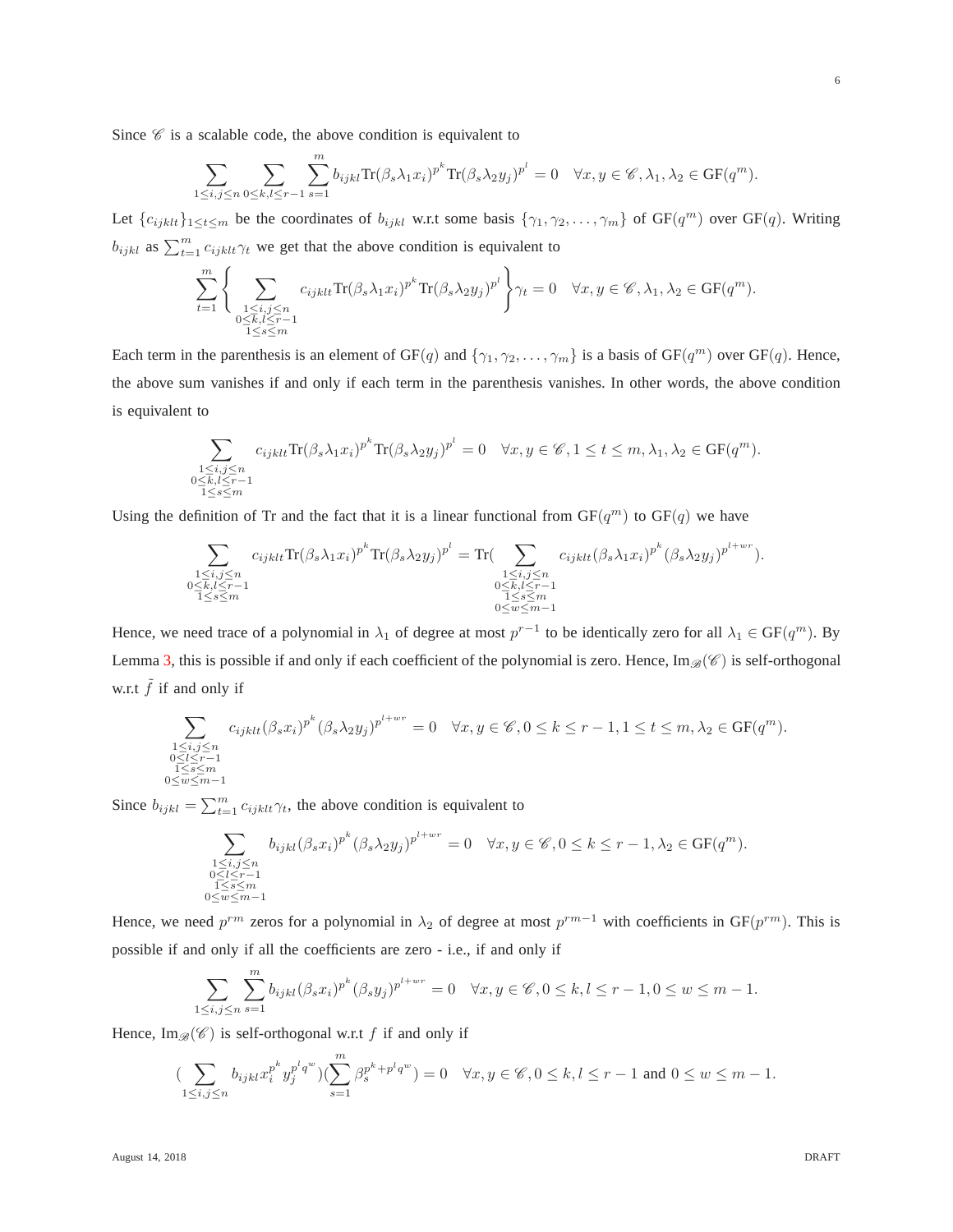Since $\mathscr{C}$ is a scalable code, the above condition is equivalent to

$$\sum_{1\le i,j\le n}\sum_{0\le k,l\le r-1}\sum_{s=1}^{m} b_{ijkl}\mathrm{Tr}(\beta_s\lambda_1 x_i)^{p^k}\mathrm{Tr}(\beta_s\lambda_2 y_j)^{p^l}=0\quad \forall x,y\in\mathscr{C},\lambda_1,\lambda_2\in \mathrm{GF}(q^m).$$

Let $\{c_{ijklt}\}_{1\le t\le m}$ be the coordinates of $b_{ijkl}$ w.r.t some basis $\{\gamma_1,\gamma_2,\ldots,\gamma_m\}$ of $\mathrm{GF}(q^m)$ over $\mathrm{GF}(q)$. Writing $b_{ijkl}$ as $\sum_{t=1}^{m} c_{ijklt}\gamma_t$ we get that the above condition is equivalent to

$$\sum_{t=1}^{m}\left\{\sum_{\substack{1\le i,j\le n\\0\le k,l\le r-1\\1\le s\le m}} c_{ijklt}\mathrm{Tr}(\beta_s\lambda_1 x_i)^{p^k}\mathrm{Tr}(\beta_s\lambda_2 y_j)^{p^l}\right\}\gamma_t=0\quad \forall x,y\in\mathscr{C},\lambda_1,\lambda_2\in \mathrm{GF}(q^m).$$

Each term in the parenthesis is an element of $\mathrm{GF}(q)$ and $\{\gamma_1,\gamma_2,\ldots,\gamma_m\}$ is a basis of $\mathrm{GF}(q^m)$ over $\mathrm{GF}(q)$. Hence, the above sum vanishes if and only if each term in the parenthesis vanishes. In other words, the above condition is equivalent to

$$\sum_{\substack{1\le i,j\le n\\0\le k,l\le r-1\\1\le s\le m}} c_{ijklt}\mathrm{Tr}(\beta_s\lambda_1 x_i)^{p^k}\mathrm{Tr}(\beta_s\lambda_2 y_j)^{p^l}=0\quad \forall x,y\in\mathscr{C},1\le t\le m,\lambda_1,\lambda_2\in \mathrm{GF}(q^m).$$

Using the definition of Tr and the fact that it is a linear functional from $\mathrm{GF}(q^m)$ to $\mathrm{GF}(q)$ we have

$$\sum_{\substack{1\le i,j\le n\\0\le k,l\le r-1\\1\le s\le m}} c_{ijklt}\mathrm{Tr}(\beta_s\lambda_1 x_i)^{p^k}\mathrm{Tr}(\beta_s\lambda_2 y_j)^{p^l}=\mathrm{Tr}\Big(\sum_{\substack{1\le i,j\le n\\0\le k,l\le r-1\\1\le s\le m\\0\le w\le m-1}} c_{ijklt}(\beta_s\lambda_1 x_i)^{p^k}(\beta_s\lambda_2 y_j)^{p^{l+wr}}\Big).$$

Hence, we need trace of a polynomial in $\lambda_1$ of degree at most $p^{r-1}$ to be identically zero for all $\lambda_1\in\mathrm{GF}(q^m)$. By Lemma 3, this is possible if and only if each coefficient of the polynomial is zero. Hence, $\mathrm{Im}_{\mathscr{B}}(\mathscr{C})$ is self-orthogonal w.r.t $\tilde{f}$ if and only if

$$\sum_{\substack{1\le i,j\le n\\0\le l\le r-1\\1\le s\le m\\0\le w\le m-1}} c_{ijklt}(\beta_s x_i)^{p^k}(\beta_s\lambda_2 y_j)^{p^{l+wr}}=0\quad \forall x,y\in\mathscr{C},0\le k\le r-1,1\le t\le m,\lambda_2\in\mathrm{GF}(q^m).$$

Since $b_{ijkl}=\sum_{t=1}^{m} c_{ijklt}\gamma_t$, the above condition is equivalent to

$$\sum_{\substack{1\le i,j\le n\\0\le l\le r-1\\1\le s\le m\\0\le w\le m-1}} b_{ijkl}(\beta_s x_i)^{p^k}(\beta_s\lambda_2 y_j)^{p^{l+wr}}=0\quad \forall x,y\in\mathscr{C},0\le k\le r-1,\lambda_2\in\mathrm{GF}(q^m).$$

Hence, we need $p^{rm}$ zeros for a polynomial in $\lambda_2$ of degree at most $p^{rm-1}$ with coefficients in $\mathrm{GF}(p^{rm})$. This is possible if and only if all the coefficients are zero - i.e., if and only if

$$\sum_{1\le i,j\le n}\sum_{s=1}^{m} b_{ijkl}(\beta_s x_i)^{p^k}(\beta_s y_j)^{p^{l+wr}}=0\quad \forall x,y\in\mathscr{C},0\le k,l\le r-1,0\le w\le m-1.$$

Hence, $\mathrm{Im}_{\mathscr{B}}(\mathscr{C})$ is self-orthogonal w.r.t $f$ if and only if

$$\Big(\sum_{1\le i,j\le n} b_{ijkl}x_i^{p^k}y_j^{p^l q^w}\Big)\Big(\sum_{s=1}^{m}\beta_s^{p^k+p^l q^w}\Big)=0\quad \forall x,y\in\mathscr{C},0\le k,l\le r-1 \text{ and } 0\le w\le m-1.$$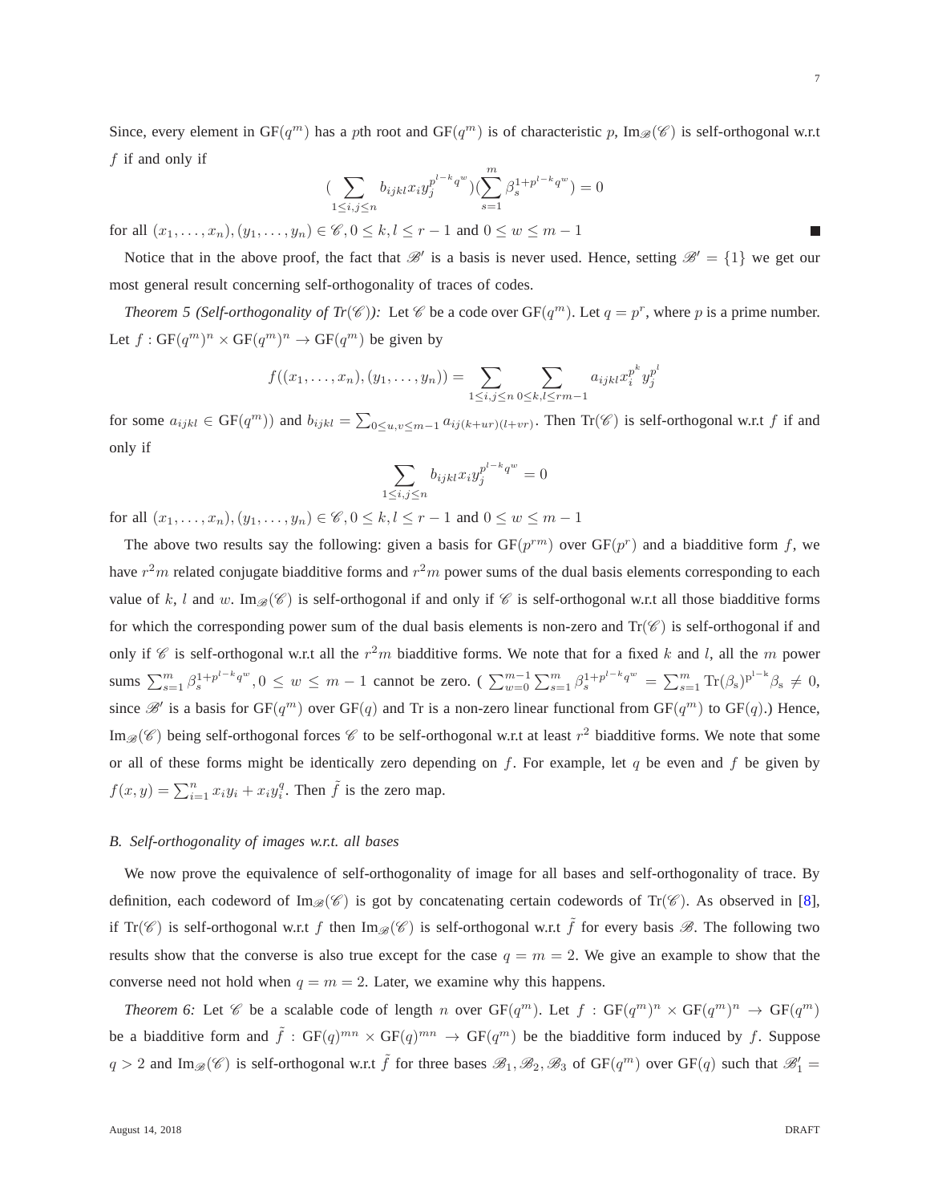Since, every element in $\mathrm{GF}(q^m)$ has a $p$th root and $\mathrm{GF}(q^m)$ is of characteristic $p$, $\mathrm{Im}_{\mathscr{B}}(\mathscr{C})$ is self-orthogonal w.r.t $f$ if and only if

$$(\sum_{1\leq i,j\leq n} b_{ijkl} x_i y_j^{p^{l-k}q^w})(\sum_{s=1}^{m} \beta_s^{1+p^{l-k}q^w}) = 0$$

for all $(x_1,\ldots,x_n),(y_1,\ldots,y_n) \in \mathscr{C}, 0 \leq k,l \leq r-1$ and $0 \leq w \leq m-1$ ■

Notice that in the above proof, the fact that $\mathscr{B}'$ is a basis is never used. Hence, setting $\mathscr{B}' = \{1\}$ we get our most general result concerning self-orthogonality of traces of codes.

*Theorem 5 (Self-orthogonality of Tr($\mathscr{C}$)):* Let $\mathscr{C}$ be a code over $\mathrm{GF}(q^m)$. Let $q = p^r$, where $p$ is a prime number. Let $f : \mathrm{GF}(q^m)^n \times \mathrm{GF}(q^m)^n \to \mathrm{GF}(q^m)$ be given by

$$f((x_1,\ldots,x_n),(y_1,\ldots,y_n)) = \sum_{1\leq i,j\leq n} \sum_{0\leq k,l\leq rm-1} a_{ijkl} x_i^{p^k} y_j^{p^l}$$

for some $a_{ijkl} \in \mathrm{GF}(q^m)$) and $b_{ijkl} = \sum_{0\leq u,v\leq m-1} a_{ij(k+ur)(l+vr)}$. Then $\mathrm{Tr}(\mathscr{C})$ is self-orthogonal w.r.t $f$ if and only if

$$\sum_{1\leq i,j\leq n} b_{ijkl} x_i y_j^{p^{l-k}q^w} = 0$$

for all $(x_1,\ldots,x_n),(y_1,\ldots,y_n) \in \mathscr{C}, 0 \leq k,l \leq r-1$ and $0 \leq w \leq m-1$

The above two results say the following: given a basis for $\mathrm{GF}(p^{rm})$ over $\mathrm{GF}(p^r)$ and a biadditive form $f$, we have $r^2m$ related conjugate biadditive forms and $r^2m$ power sums of the dual basis elements corresponding to each value of $k$, $l$ and $w$. $\mathrm{Im}_{\mathscr{B}}(\mathscr{C})$ is self-orthogonal if and only if $\mathscr{C}$ is self-orthogonal w.r.t all those biadditive forms for which the corresponding power sum of the dual basis elements is non-zero and $\mathrm{Tr}(\mathscr{C})$ is self-orthogonal if and only if $\mathscr{C}$ is self-orthogonal w.r.t all the $r^2m$ biadditive forms. We note that for a fixed $k$ and $l$, all the $m$ power sums $\sum_{s=1}^{m} \beta_s^{1+p^{l-k}q^w}, 0 \leq w \leq m-1$ cannot be zero. ( $\sum_{w=0}^{m-1}\sum_{s=1}^{m} \beta_s^{1+p^{l-k}q^w} = \sum_{s=1}^{m} \mathrm{Tr}(\beta_s)^{p^{l-k}}\beta_s \neq 0$, since $\mathscr{B}'$ is a basis for $\mathrm{GF}(q^m)$ over $\mathrm{GF}(q)$ and Tr is a non-zero linear functional from $\mathrm{GF}(q^m)$ to $\mathrm{GF}(q)$.) Hence, $\mathrm{Im}_{\mathscr{B}}(\mathscr{C})$ being self-orthogonal forces $\mathscr{C}$ to be self-orthogonal w.r.t at least $r^2$ biadditive forms. We note that some or all of these forms might be identically zero depending on $f$. For example, let $q$ be even and $f$ be given by $f(x,y) = \sum_{i=1}^{n} x_i y_i + x_i y_i^q$. Then $\tilde{f}$ is the zero map.

### B. Self-orthogonality of images w.r.t. all bases

We now prove the equivalence of self-orthogonality of image for all bases and self-orthogonality of trace. By definition, each codeword of $\mathrm{Im}_{\mathscr{B}}(\mathscr{C})$ is got by concatenating certain codewords of $\mathrm{Tr}(\mathscr{C})$. As observed in [8], if $\mathrm{Tr}(\mathscr{C})$ is self-orthogonal w.r.t $f$ then $\mathrm{Im}_{\mathscr{B}}(\mathscr{C})$ is self-orthogonal w.r.t $\tilde{f}$ for every basis $\mathscr{B}$. The following two results show that the converse is also true except for the case $q = m = 2$. We give an example to show that the converse need not hold when $q = m = 2$. Later, we examine why this happens.

*Theorem 6:* Let $\mathscr{C}$ be a scalable code of length $n$ over $\mathrm{GF}(q^m)$. Let $f : \mathrm{GF}(q^m)^n \times \mathrm{GF}(q^m)^n \to \mathrm{GF}(q^m)$ be a biadditive form and $\tilde{f} : \mathrm{GF}(q)^{mn} \times \mathrm{GF}(q)^{mn} \to \mathrm{GF}(q^m)$ be the biadditive form induced by $f$. Suppose $q > 2$ and $\mathrm{Im}_{\mathscr{B}}(\mathscr{C})$ is self-orthogonal w.r.t $\tilde{f}$ for three bases $\mathscr{B}_1, \mathscr{B}_2, \mathscr{B}_3$ of $\mathrm{GF}(q^m)$ over $\mathrm{GF}(q)$ such that $\mathscr{B}_1' =$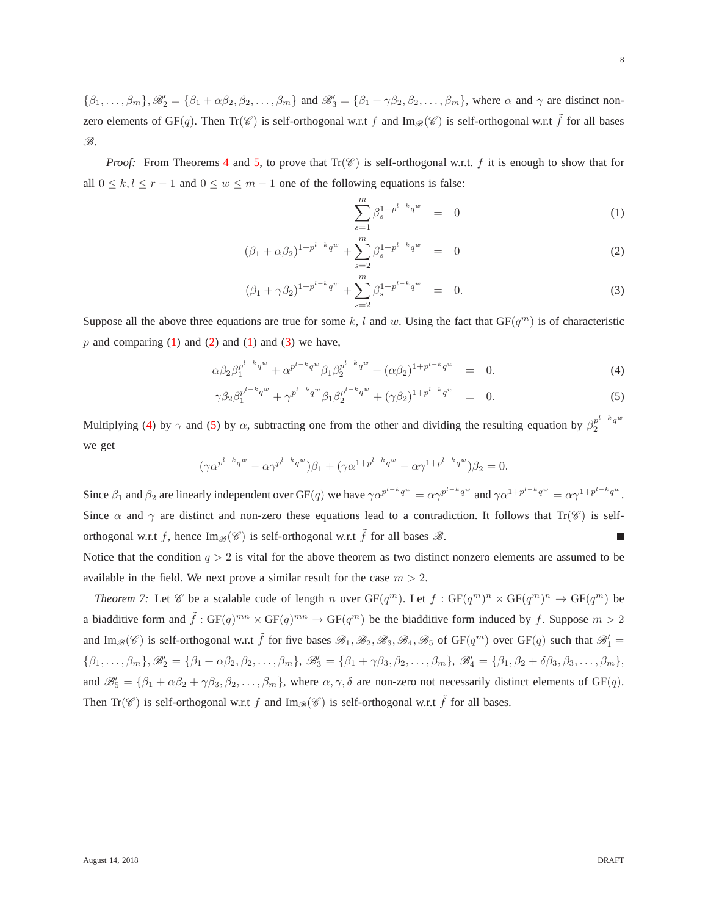$\{\beta_1, \ldots, \beta_m\}, \mathscr{B}_2' = \{\beta_1 + \alpha\beta_2, \beta_2, \ldots, \beta_m\}$ and $\mathscr{B}_3' = \{\beta_1 + \gamma\beta_2, \beta_2, \ldots, \beta_m\}$, where $\alpha$ and $\gamma$ are distinct non-zero elements of $\mathrm{GF}(q)$. Then $\mathrm{Tr}(\mathscr{C})$ is self-orthogonal w.r.t $f$ and $\mathrm{Im}_{\mathscr{B}}(\mathscr{C})$ is self-orthogonal w.r.t $\tilde{f}$ for all bases $\mathscr{B}$.

*Proof:* From Theorems 4 and 5, to prove that $\mathrm{Tr}(\mathscr{C})$ is self-orthogonal w.r.t. $f$ it is enough to show that for all $0 \le k, l \le r-1$ and $0 \le w \le m-1$ one of the following equations is false:

$$\sum_{s=1}^{m} \beta_s^{1+p^{l-k}q^w} = 0 \tag{1}$$

$$(\beta_1 + \alpha\beta_2)^{1+p^{l-k}q^w} + \sum_{s=2}^{m} \beta_s^{1+p^{l-k}q^w} = 0 \tag{2}$$

$$(\beta_1 + \gamma\beta_2)^{1+p^{l-k}q^w} + \sum_{s=2}^{m} \beta_s^{1+p^{l-k}q^w} = 0. \tag{3}$$

Suppose all the above three equations are true for some $k$, $l$ and $w$. Using the fact that $\mathrm{GF}(q^m)$ is of characteristic $p$ and comparing (1) and (2) and (1) and (3) we have,

$$\alpha\beta_2\beta_1^{p^{l-k}q^w} + \alpha^{p^{l-k}q^w}\beta_1\beta_2^{p^{l-k}q^w} + (\alpha\beta_2)^{1+p^{l-k}q^w} = 0. \tag{4}$$

$$\gamma\beta_2\beta_1^{p^{l-k}q^w} + \gamma^{p^{l-k}q^w}\beta_1\beta_2^{p^{l-k}q^w} + (\gamma\beta_2)^{1+p^{l-k}q^w} = 0. \tag{5}$$

Multiplying (4) by $\gamma$ and (5) by $\alpha$, subtracting one from the other and dividing the resulting equation by $\beta_2^{p^{l-k}q^w}$ we get

$$(\gamma\alpha^{p^{l-k}q^w} - \alpha\gamma^{p^{l-k}q^w})\beta_1 + (\gamma\alpha^{1+p^{l-k}q^w} - \alpha\gamma^{1+p^{l-k}q^w})\beta_2 = 0.$$

Since $\beta_1$ and $\beta_2$ are linearly independent over $\mathrm{GF}(q)$ we have $\gamma\alpha^{p^{l-k}q^w} = \alpha\gamma^{p^{l-k}q^w}$ and $\gamma\alpha^{1+p^{l-k}q^w} = \alpha\gamma^{1+p^{l-k}q^w}$. Since $\alpha$ and $\gamma$ are distinct and non-zero these equations lead to a contradiction. It follows that $\mathrm{Tr}(\mathscr{C})$ is self-orthogonal w.r.t $f$, hence $\mathrm{Im}_{\mathscr{B}}(\mathscr{C})$ is self-orthogonal w.r.t $\tilde{f}$ for all bases $\mathscr{B}$. ∎

Notice that the condition $q > 2$ is vital for the above theorem as two distinct nonzero elements are assumed to be available in the field. We next prove a similar result for the case $m > 2$.

*Theorem 7:* Let $\mathscr{C}$ be a scalable code of length $n$ over $\mathrm{GF}(q^m)$. Let $f : \mathrm{GF}(q^m)^n \times \mathrm{GF}(q^m)^n \to \mathrm{GF}(q^m)$ be a biadditive form and $\tilde{f} : \mathrm{GF}(q)^{mn} \times \mathrm{GF}(q)^{mn} \to \mathrm{GF}(q^m)$ be the biadditive form induced by $f$. Suppose $m > 2$ and $\mathrm{Im}_{\mathscr{B}}(\mathscr{C})$ is self-orthogonal w.r.t $\tilde{f}$ for five bases $\mathscr{B}_1, \mathscr{B}_2, \mathscr{B}_3, \mathscr{B}_4, \mathscr{B}_5$ of $\mathrm{GF}(q^m)$ over $\mathrm{GF}(q)$ such that $\mathscr{B}_1' = \{\beta_1, \ldots, \beta_m\}, \mathscr{B}_2' = \{\beta_1 + \alpha\beta_2, \beta_2, \ldots, \beta_m\}$, $\mathscr{B}_3' = \{\beta_1 + \gamma\beta_3, \beta_2, \ldots, \beta_m\}$, $\mathscr{B}_4' = \{\beta_1, \beta_2 + \delta\beta_3, \beta_3, \ldots, \beta_m\}$, and $\mathscr{B}_5' = \{\beta_1 + \alpha\beta_2 + \gamma\beta_3, \beta_2, \ldots, \beta_m\}$, where $\alpha, \gamma, \delta$ are non-zero not necessarily distinct elements of $\mathrm{GF}(q)$. Then $\mathrm{Tr}(\mathscr{C})$ is self-orthogonal w.r.t $f$ and $\mathrm{Im}_{\mathscr{B}}(\mathscr{C})$ is self-orthogonal w.r.t $\tilde{f}$ for all bases.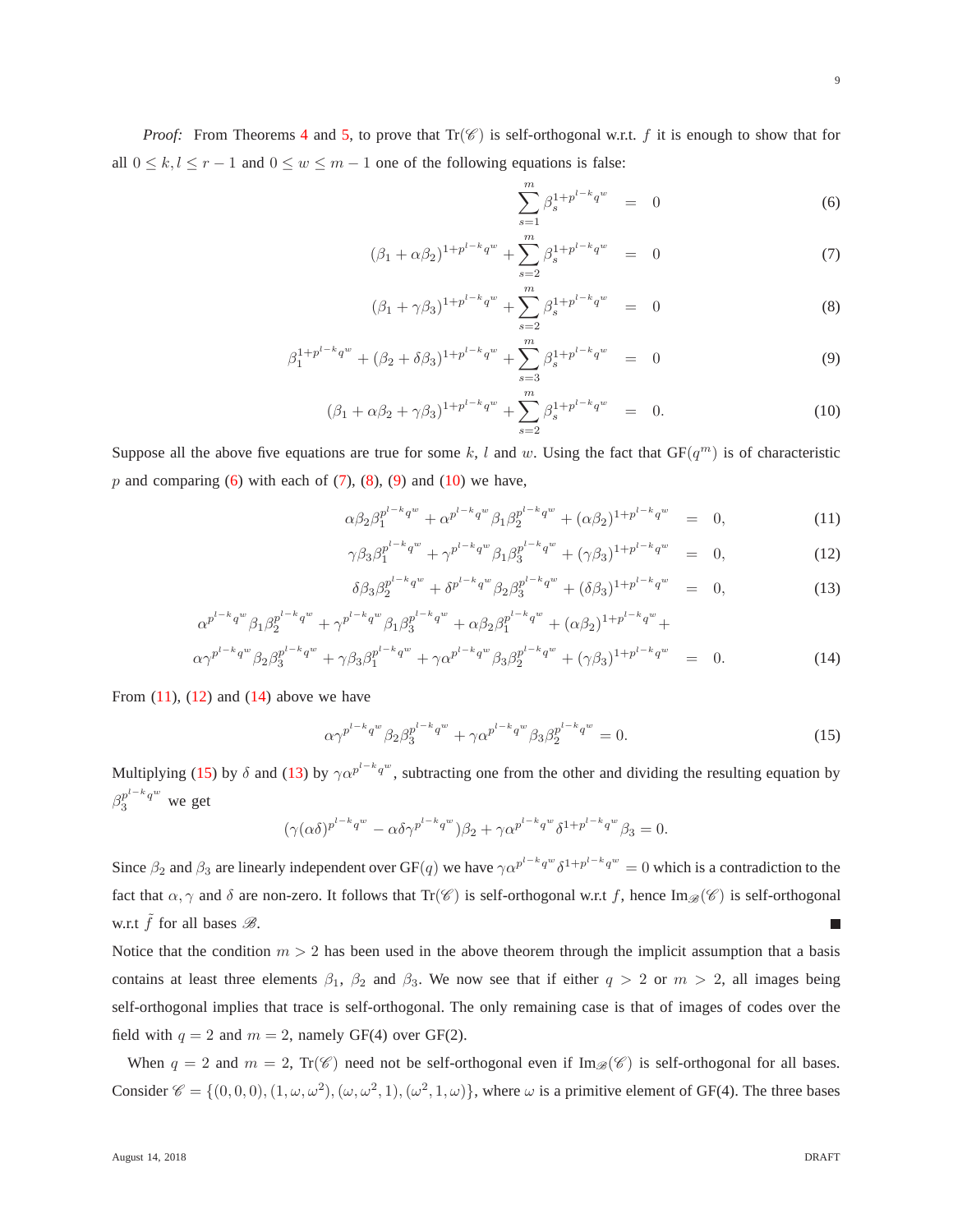*Proof:* From Theorems 4 and 5, to prove that $\mathrm{Tr}(\mathscr{C})$ is self-orthogonal w.r.t. $f$ it is enough to show that for all $0 \leq k, l \leq r-1$ and $0 \leq w \leq m-1$ one of the following equations is false:

$$\sum_{s=1}^{m} \beta_s^{1+p^{l-k}q^w} = 0 \tag{6}$$

$$(\beta_1 + \alpha\beta_2)^{1+p^{l-k}q^w} + \sum_{s=2}^{m} \beta_s^{1+p^{l-k}q^w} = 0 \tag{7}$$

$$(\beta_1 + \gamma\beta_3)^{1+p^{l-k}q^w} + \sum_{s=2}^{m} \beta_s^{1+p^{l-k}q^w} = 0 \tag{8}$$

$$\beta_1^{1+p^{l-k}q^w} + (\beta_2 + \delta\beta_3)^{1+p^{l-k}q^w} + \sum_{s=3}^{m} \beta_s^{1+p^{l-k}q^w} = 0 \tag{9}$$

$$(\beta_1 + \alpha\beta_2 + \gamma\beta_3)^{1+p^{l-k}q^w} + \sum_{s=2}^{m} \beta_s^{1+p^{l-k}q^w} = 0. \tag{10}$$

Suppose all the above five equations are true for some $k$, $l$ and $w$. Using the fact that $\mathrm{GF}(q^m)$ is of characteristic $p$ and comparing (6) with each of (7), (8), (9) and (10) we have,

$$\alpha\beta_2\beta_1^{p^{l-k}q^w} + \alpha^{p^{l-k}q^w}\beta_1\beta_2^{p^{l-k}q^w} + (\alpha\beta_2)^{1+p^{l-k}q^w} = 0, \tag{11}$$

$$\gamma\beta_3\beta_1^{p^{l-k}q^w} + \gamma^{p^{l-k}q^w}\beta_1\beta_3^{p^{l-k}q^w} + (\gamma\beta_3)^{1+p^{l-k}q^w} = 0, \tag{12}$$

$$\delta\beta_3\beta_2^{p^{l-k}q^w} + \delta^{p^{l-k}q^w}\beta_2\beta_3^{p^{l-k}q^w} + (\delta\beta_3)^{1+p^{l-k}q^w} = 0, \tag{13}$$

$$\begin{aligned}\alpha^{p^{l-k}q^w}\beta_1\beta_2^{p^{l-k}q^w} + \gamma^{p^{l-k}q^w}\beta_1\beta_3^{p^{l-k}q^w} + \alpha\beta_2\beta_1^{p^{l-k}q^w} + (\alpha\beta_2)^{1+p^{l-k}q^w} +& \\ \alpha\gamma^{p^{l-k}q^w}\beta_2\beta_3^{p^{l-k}q^w} + \gamma\beta_3\beta_1^{p^{l-k}q^w} + \gamma\alpha^{p^{l-k}q^w}\beta_3\beta_2^{p^{l-k}q^w} + (\gamma\beta_3)^{1+p^{l-k}q^w} &= 0.\end{aligned} \tag{14}$$

From (11), (12) and (14) above we have

$$\alpha\gamma^{p^{l-k}q^w}\beta_2\beta_3^{p^{l-k}q^w} + \gamma\alpha^{p^{l-k}q^w}\beta_3\beta_2^{p^{l-k}q^w} = 0. \tag{15}$$

Multiplying (15) by $\delta$ and (13) by $\gamma\alpha^{p^{l-k}q^w}$, subtracting one from the other and dividing the resulting equation by $\beta_3^{p^{l-k}q^w}$ we get

$$(\gamma(\alpha\delta)^{p^{l-k}q^w} - \alpha\delta\gamma^{p^{l-k}q^w})\beta_2 + \gamma\alpha^{p^{l-k}q^w}\delta^{1+p^{l-k}q^w}\beta_3 = 0.$$

Since $\beta_2$ and $\beta_3$ are linearly independent over $\mathrm{GF}(q)$ we have $\gamma\alpha^{p^{l-k}q^w}\delta^{1+p^{l-k}q^w} = 0$ which is a contradiction to the fact that $\alpha, \gamma$ and $\delta$ are non-zero. It follows that $\mathrm{Tr}(\mathscr{C})$ is self-orthogonal w.r.t $f$, hence $\mathrm{Im}_{\mathscr{B}}(\mathscr{C})$ is self-orthogonal w.r.t $\tilde{f}$ for all bases $\mathscr{B}$. ■

Notice that the condition $m > 2$ has been used in the above theorem through the implicit assumption that a basis contains at least three elements $\beta_1$, $\beta_2$ and $\beta_3$. We now see that if either $q > 2$ or $m > 2$, all images being self-orthogonal implies that trace is self-orthogonal. The only remaining case is that of images of codes over the field with $q = 2$ and $m = 2$, namely $\mathrm{GF}(4)$ over $\mathrm{GF}(2)$.

When $q = 2$ and $m = 2$, $\mathrm{Tr}(\mathscr{C})$ need not be self-orthogonal even if $\mathrm{Im}_{\mathscr{B}}(\mathscr{C})$ is self-orthogonal for all bases. Consider $\mathscr{C} = \{(0,0,0), (1,\omega,\omega^2), (\omega,\omega^2,1), (\omega^2,1,\omega)\}$, where $\omega$ is a primitive element of $\mathrm{GF}(4)$. The three bases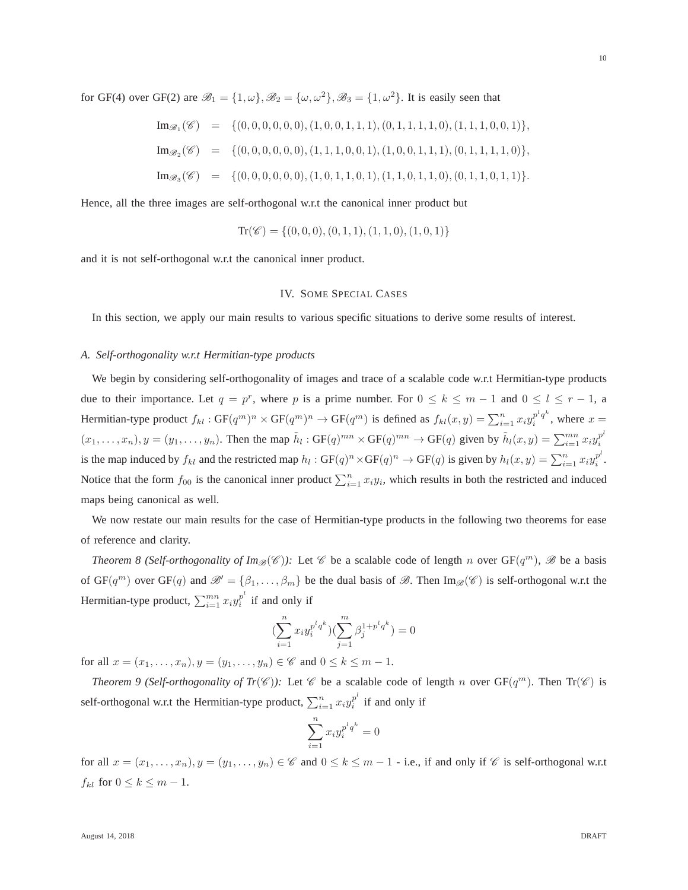for GF(4) over GF(2) are $\mathscr{B}_1 = \{1, \omega\}, \mathscr{B}_2 = \{\omega, \omega^2\}, \mathscr{B}_3 = \{1, \omega^2\}$. It is easily seen that

$$\begin{aligned}
\text{Im}_{\mathscr{B}_1}(\mathscr{C}) &= \{(0,0,0,0,0,0),(1,0,0,1,1,1),(0,1,1,1,1,0),(1,1,1,0,0,1)\}, \\
\text{Im}_{\mathscr{B}_2}(\mathscr{C}) &= \{(0,0,0,0,0,0),(1,1,1,0,0,1),(1,0,0,1,1,1),(0,1,1,1,1,0)\}, \\
\text{Im}_{\mathscr{B}_3}(\mathscr{C}) &= \{(0,0,0,0,0,0),(1,0,1,1,0,1),(1,1,0,1,1,0),(0,1,1,0,1,1)\}.
\end{aligned}$$

Hence, all the three images are self-orthogonal w.r.t the canonical inner product but

$$\text{Tr}(\mathscr{C}) = \{(0,0,0),(0,1,1),(1,1,0),(1,0,1)\}$$

and it is not self-orthogonal w.r.t the canonical inner product.

## IV. Some Special Cases

In this section, we apply our main results to various specific situations to derive some results of interest.

### A. Self-orthogonality w.r.t Hermitian-type products

We begin by considering self-orthogonality of images and trace of a scalable code w.r.t Hermitian-type products due to their importance. Let $q = p^r$, where $p$ is a prime number. For $0 \leq k \leq m-1$ and $0 \leq l \leq r-1$, a Hermitian-type product $f_{kl} : \text{GF}(q^m)^n \times \text{GF}(q^m)^n \to \text{GF}(q^m)$ is defined as $f_{kl}(x, y) = \sum_{i=1}^{n} x_i y_i^{p^l q^k}$, where $x = (x_1, \ldots, x_n), y = (y_1, \ldots, y_n)$. Then the map $\tilde{h}_l : \text{GF}(q)^{mn} \times \text{GF}(q)^{mn} \to \text{GF}(q)$ given by $\tilde{h}_l(x, y) = \sum_{i=1}^{mn} x_i y_i^{p^l}$ is the map induced by $f_{kl}$ and the restricted map $h_l : \text{GF}(q)^n \times \text{GF}(q)^n \to \text{GF}(q)$ is given by $h_l(x, y) = \sum_{i=1}^{n} x_i y_i^{p^l}$. Notice that the form $f_{00}$ is the canonical inner product $\sum_{i=1}^{n} x_i y_i$, which results in both the restricted and induced maps being canonical as well.

We now restate our main results for the case of Hermitian-type products in the following two theorems for ease of reference and clarity.

*Theorem 8 (Self-orthogonality of $\text{Im}_{\mathscr{B}}(\mathscr{C})$):* Let $\mathscr{C}$ be a scalable code of length $n$ over $\text{GF}(q^m)$, $\mathscr{B}$ be a basis of $\text{GF}(q^m)$ over $\text{GF}(q)$ and $\mathscr{B}' = \{\beta_1, \ldots, \beta_m\}$ be the dual basis of $\mathscr{B}$. Then $\text{Im}_{\mathscr{B}}(\mathscr{C})$ is self-orthogonal w.r.t the Hermitian-type product, $\sum_{i=1}^{mn} x_i y_i^{p^l}$ if and only if

$$(\sum_{i=1}^{n} x_i y_i^{p^l q^k})(\sum_{j=1}^{m} \beta_j^{1+p^l q^k}) = 0$$

for all $x = (x_1, \ldots, x_n), y = (y_1, \ldots, y_n) \in \mathscr{C}$ and $0 \leq k \leq m-1$.

*Theorem 9 (Self-orthogonality of $Tr(\mathscr{C})$):* Let $\mathscr{C}$ be a scalable code of length $n$ over $\text{GF}(q^m)$. Then $\text{Tr}(\mathscr{C})$ is self-orthogonal w.r.t the Hermitian-type product, $\sum_{i=1}^{n} x_i y_i^{p^l}$ if and only if

$$\sum_{i=1}^{n} x_i y_i^{p^l q^k} = 0$$

for all $x = (x_1, \ldots, x_n), y = (y_1, \ldots, y_n) \in \mathscr{C}$ and $0 \leq k \leq m-1$ - i.e., if and only if $\mathscr{C}$ is self-orthogonal w.r.t $f_{kl}$ for $0 \leq k \leq m-1$.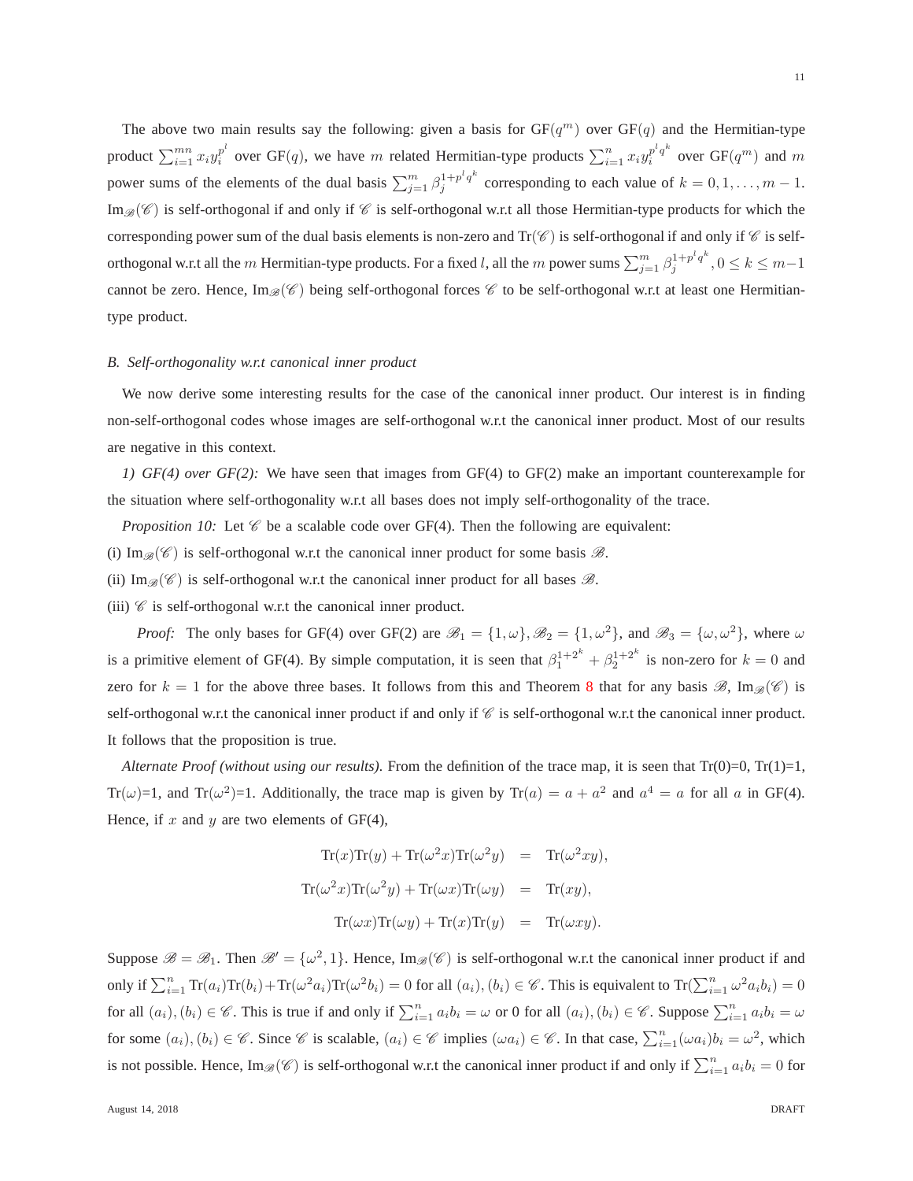The above two main results say the following: given a basis for GF$(q^m)$ over GF$(q)$ and the Hermitian-type product $\sum_{i=1}^{mn} x_i y_i^{p^l}$ over GF$(q)$, we have $m$ related Hermitian-type products $\sum_{i=1}^{n} x_i y_i^{p^l q^k}$ over GF$(q^m)$ and $m$ power sums of the elements of the dual basis $\sum_{j=1}^{m} \beta_j^{1+p^l q^k}$ corresponding to each value of $k = 0, 1, \ldots, m-1$. $\text{Im}_{\mathscr{B}}(\mathscr{C})$ is self-orthogonal if and only if $\mathscr{C}$ is self-orthogonal w.r.t all those Hermitian-type products for which the corresponding power sum of the dual basis elements is non-zero and $\text{Tr}(\mathscr{C})$ is self-orthogonal if and only if $\mathscr{C}$ is self-orthogonal w.r.t all the $m$ Hermitian-type products. For a fixed $l$, all the $m$ power sums $\sum_{j=1}^{m} \beta_j^{1+p^l q^k}, 0 \le k \le m-1$ cannot be zero. Hence, $\text{Im}_{\mathscr{B}}(\mathscr{C})$ being self-orthogonal forces $\mathscr{C}$ to be self-orthogonal w.r.t at least one Hermitian-type product.

### *B. Self-orthogonality w.r.t canonical inner product*

We now derive some interesting results for the case of the canonical inner product. Our interest is in finding non-self-orthogonal codes whose images are self-orthogonal w.r.t the canonical inner product. Most of our results are negative in this context.

*1) GF(4) over GF(2):* We have seen that images from GF(4) to GF(2) make an important counterexample for the situation where self-orthogonality w.r.t all bases does not imply self-orthogonality of the trace.

*Proposition 10:* Let $\mathscr{C}$ be a scalable code over GF(4). Then the following are equivalent:

(i) $\text{Im}_{\mathscr{B}}(\mathscr{C})$ is self-orthogonal w.r.t the canonical inner product for some basis $\mathscr{B}$.

(ii) $\text{Im}_{\mathscr{B}}(\mathscr{C})$ is self-orthogonal w.r.t the canonical inner product for all bases $\mathscr{B}$.

(iii) $\mathscr{C}$ is self-orthogonal w.r.t the canonical inner product.

*Proof:* The only bases for GF(4) over GF(2) are $\mathscr{B}_1 = \{1, \omega\}, \mathscr{B}_2 = \{1, \omega^2\}$, and $\mathscr{B}_3 = \{\omega, \omega^2\}$, where $\omega$ is a primitive element of GF(4). By simple computation, it is seen that $\beta_1^{1+2^k} + \beta_2^{1+2^k}$ is non-zero for $k = 0$ and zero for $k = 1$ for the above three bases. It follows from this and Theorem 8 that for any basis $\mathscr{B}$, $\text{Im}_{\mathscr{B}}(\mathscr{C})$ is self-orthogonal w.r.t the canonical inner product if and only if $\mathscr{C}$ is self-orthogonal w.r.t the canonical inner product. It follows that the proposition is true.

*Alternate Proof (without using our results).* From the definition of the trace map, it is seen that Tr(0)=0, Tr(1)=1, Tr($\omega$)=1, and Tr($\omega^2$)=1. Additionally, the trace map is given by $\text{Tr}(a) = a + a^2$ and $a^4 = a$ for all $a$ in GF(4). Hence, if $x$ and $y$ are two elements of GF(4),

$$
\begin{aligned}
\text{Tr}(x)\text{Tr}(y) + \text{Tr}(\omega^2 x)\text{Tr}(\omega^2 y) &= \text{Tr}(\omega^2 xy), \\
\text{Tr}(\omega^2 x)\text{Tr}(\omega^2 y) + \text{Tr}(\omega x)\text{Tr}(\omega y) &= \text{Tr}(xy), \\
\text{Tr}(\omega x)\text{Tr}(\omega y) + \text{Tr}(x)\text{Tr}(y) &= \text{Tr}(\omega xy).
\end{aligned}
$$

Suppose $\mathscr{B} = \mathscr{B}_1$. Then $\mathscr{B}' = \{\omega^2, 1\}$. Hence, $\text{Im}_{\mathscr{B}}(\mathscr{C})$ is self-orthogonal w.r.t the canonical inner product if and only if $\sum_{i=1}^{n} \text{Tr}(a_i)\text{Tr}(b_i) + \text{Tr}(\omega^2 a_i)\text{Tr}(\omega^2 b_i) = 0$ for all $(a_i), (b_i) \in \mathscr{C}$. This is equivalent to $\text{Tr}(\sum_{i=1}^{n} \omega^2 a_i b_i) = 0$ for all $(a_i), (b_i) \in \mathscr{C}$. This is true if and only if $\sum_{i=1}^{n} a_i b_i = \omega$ or 0 for all $(a_i), (b_i) \in \mathscr{C}$. Suppose $\sum_{i=1}^{n} a_i b_i = \omega$ for some $(a_i), (b_i) \in \mathscr{C}$. Since $\mathscr{C}$ is scalable, $(a_i) \in \mathscr{C}$ implies $(\omega a_i) \in \mathscr{C}$. In that case, $\sum_{i=1}^{n} (\omega a_i) b_i = \omega^2$, which is not possible. Hence, $\text{Im}_{\mathscr{B}}(\mathscr{C})$ is self-orthogonal w.r.t the canonical inner product if and only if $\sum_{i=1}^{n} a_i b_i = 0$ for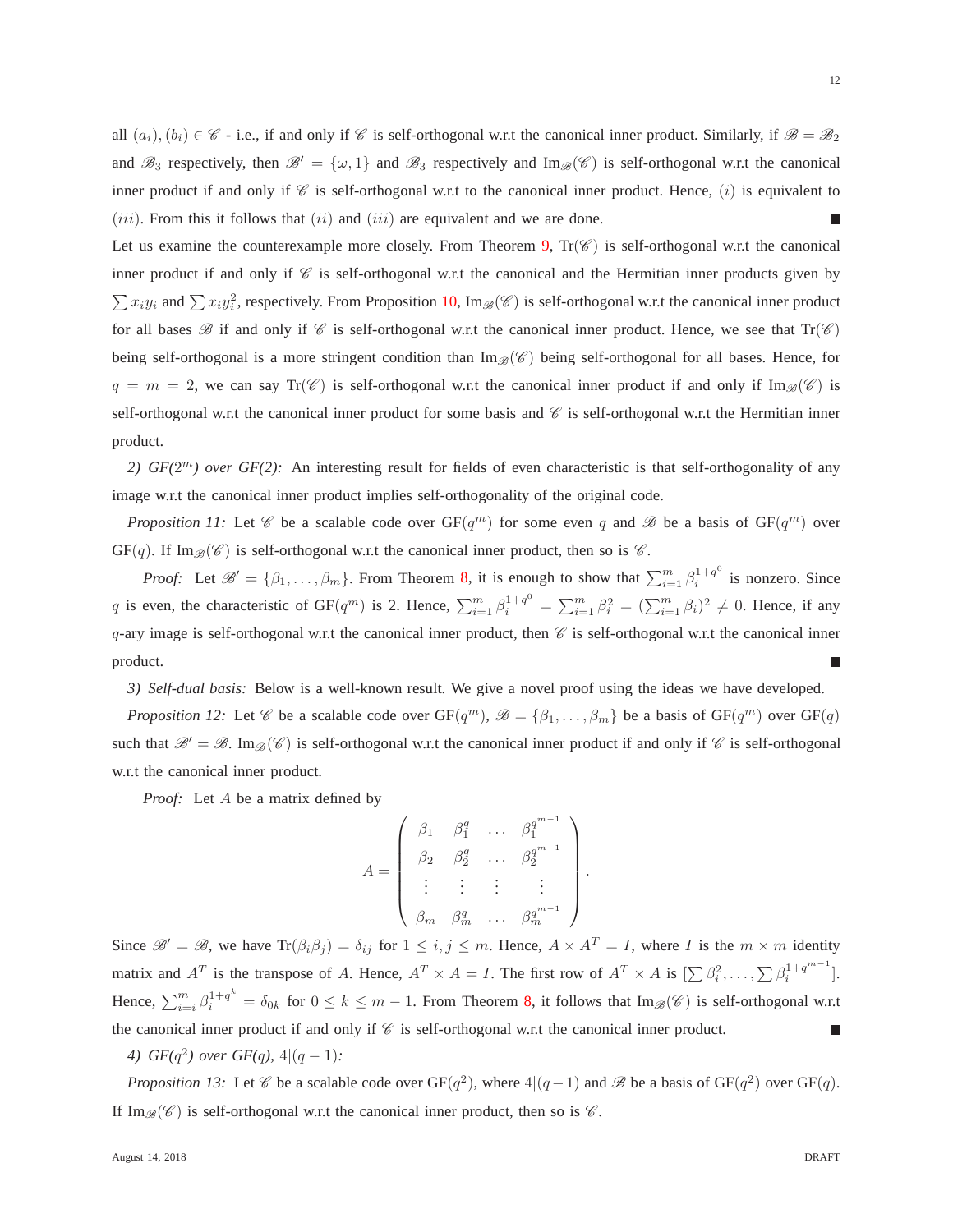all $(a_i), (b_i) \in \mathscr{C}$ - i.e., if and only if $\mathscr{C}$ is self-orthogonal w.r.t the canonical inner product. Similarly, if $\mathscr{B} = \mathscr{B}_2$ and $\mathscr{B}_3$ respectively, then $\mathscr{B}' = \{\omega, 1\}$ and $\mathscr{B}_3$ respectively and $\text{Im}_{\mathscr{B}}(\mathscr{C})$ is self-orthogonal w.r.t the canonical inner product if and only if $\mathscr{C}$ is self-orthogonal w.r.t to the canonical inner product. Hence, $(i)$ is equivalent to $(iii)$. From this it follows that $(ii)$ and $(iii)$ are equivalent and we are done. ■

Let us examine the counterexample more closely. From Theorem 9, $\text{Tr}(\mathscr{C})$ is self-orthogonal w.r.t the canonical inner product if and only if $\mathscr{C}$ is self-orthogonal w.r.t the canonical and the Hermitian inner products given by $\sum x_i y_i$ and $\sum x_i y_i^2$, respectively. From Proposition 10, $\text{Im}_{\mathscr{B}}(\mathscr{C})$ is self-orthogonal w.r.t the canonical inner product for all bases $\mathscr{B}$ if and only if $\mathscr{C}$ is self-orthogonal w.r.t the canonical inner product. Hence, we see that $\text{Tr}(\mathscr{C})$ being self-orthogonal is a more stringent condition than $\text{Im}_{\mathscr{B}}(\mathscr{C})$ being self-orthogonal for all bases. Hence, for $q = m = 2$, we can say $\text{Tr}(\mathscr{C})$ is self-orthogonal w.r.t the canonical inner product if and only if $\text{Im}_{\mathscr{B}}(\mathscr{C})$ is self-orthogonal w.r.t the canonical inner product for some basis and $\mathscr{C}$ is self-orthogonal w.r.t the Hermitian inner product.

*2) GF($2^m$) over GF(2):* An interesting result for fields of even characteristic is that self-orthogonality of any image w.r.t the canonical inner product implies self-orthogonality of the original code.

*Proposition 11:* Let $\mathscr{C}$ be a scalable code over $\text{GF}(q^m)$ for some even $q$ and $\mathscr{B}$ be a basis of $\text{GF}(q^m)$ over $\text{GF}(q)$. If $\text{Im}_{\mathscr{B}}(\mathscr{C})$ is self-orthogonal w.r.t the canonical inner product, then so is $\mathscr{C}$.

*Proof:* Let $\mathscr{B}' = \{\beta_1, \ldots, \beta_m\}$. From Theorem 8, it is enough to show that $\sum_{i=1}^m \beta_i^{1+q^0}$ is nonzero. Since $q$ is even, the characteristic of $\text{GF}(q^m)$ is 2. Hence, $\sum_{i=1}^m \beta_i^{1+q^0} = \sum_{i=1}^m \beta_i^2 = (\sum_{i=1}^m \beta_i)^2 \neq 0$. Hence, if any $q$-ary image is self-orthogonal w.r.t the canonical inner product, then $\mathscr{C}$ is self-orthogonal w.r.t the canonical inner product. ■

*3) Self-dual basis:* Below is a well-known result. We give a novel proof using the ideas we have developed.

*Proposition 12:* Let $\mathscr{C}$ be a scalable code over $\text{GF}(q^m)$, $\mathscr{B} = \{\beta_1, \ldots, \beta_m\}$ be a basis of $\text{GF}(q^m)$ over $\text{GF}(q)$ such that $\mathscr{B}' = \mathscr{B}$. $\text{Im}_{\mathscr{B}}(\mathscr{C})$ is self-orthogonal w.r.t the canonical inner product if and only if $\mathscr{C}$ is self-orthogonal w.r.t the canonical inner product.

*Proof:* Let $A$ be a matrix defined by

$$A = \begin{pmatrix} \beta_1 & \beta_1^q & \ldots & \beta_1^{q^{m-1}} \\ \beta_2 & \beta_2^q & \ldots & \beta_2^{q^{m-1}} \\ \vdots & \vdots & \vdots & \vdots \\ \beta_m & \beta_m^q & \ldots & \beta_m^{q^{m-1}} \end{pmatrix}.$$

Since $\mathscr{B}' = \mathscr{B}$, we have $\text{Tr}(\beta_i \beta_j) = \delta_{ij}$ for $1 \leq i, j \leq m$. Hence, $A \times A^T = I$, where $I$ is the $m \times m$ identity matrix and $A^T$ is the transpose of $A$. Hence, $A^T \times A = I$. The first row of $A^T \times A$ is $[\sum \beta_i^2, \ldots, \sum \beta_i^{1+q^{m-1}}]$. Hence, $\sum_{i=i}^m \beta_i^{1+q^k} = \delta_{0k}$ for $0 \leq k \leq m-1$. From Theorem 8, it follows that $\text{Im}_{\mathscr{B}}(\mathscr{C})$ is self-orthogonal w.r.t the canonical inner product if and only if $\mathscr{C}$ is self-orthogonal w.r.t the canonical inner product. ■

*4) GF($q^2$) over GF($q$), $4|(q-1)$:*

*Proposition 13:* Let $\mathscr{C}$ be a scalable code over $\text{GF}(q^2)$, where $4|(q-1)$ and $\mathscr{B}$ be a basis of $\text{GF}(q^2)$ over $\text{GF}(q)$. If $\text{Im}_{\mathscr{B}}(\mathscr{C})$ is self-orthogonal w.r.t the canonical inner product, then so is $\mathscr{C}$.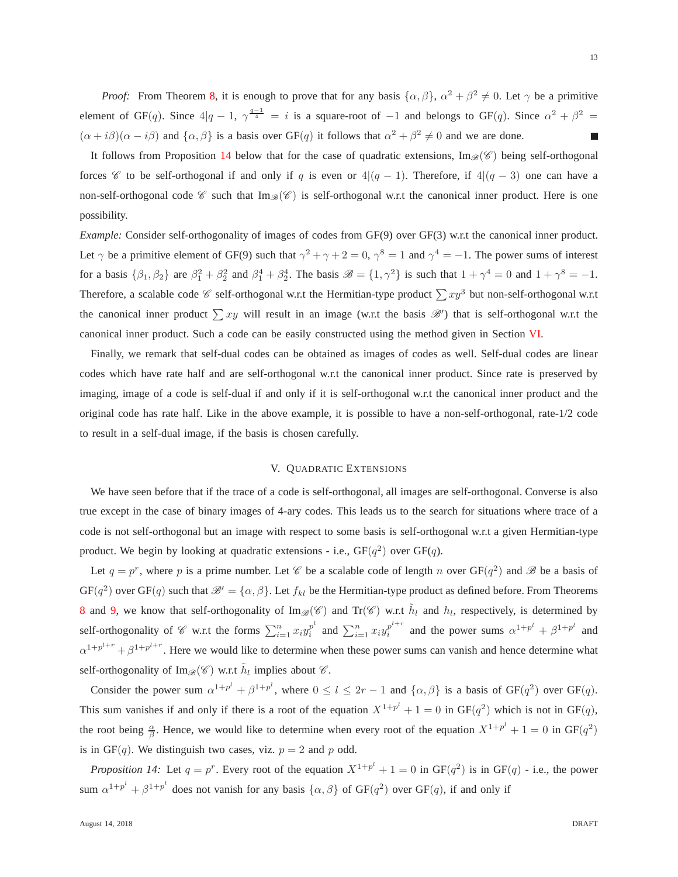*Proof:* From Theorem 8, it is enough to prove that for any basis $\{\alpha, \beta\}$, $\alpha^2 + \beta^2 \neq 0$. Let $\gamma$ be a primitive element of GF($q$). Since $4|q-1$, $\gamma^{\frac{q-1}{4}} = i$ is a square-root of $-1$ and belongs to GF($q$). Since $\alpha^2 + \beta^2 = (\alpha + i\beta)(\alpha - i\beta)$ and $\{\alpha, \beta\}$ is a basis over GF($q$) it follows that $\alpha^2 + \beta^2 \neq 0$ and we are done. ∎

It follows from Proposition 14 below that for the case of quadratic extensions, $\text{Im}_{\mathscr{B}}(\mathscr{C})$ being self-orthogonal forces $\mathscr{C}$ to be self-orthogonal if and only if $q$ is even or $4|(q-1)$. Therefore, if $4|(q-3)$ one can have a non-self-orthogonal code $\mathscr{C}$ such that $\text{Im}_{\mathscr{B}}(\mathscr{C})$ is self-orthogonal w.r.t the canonical inner product. Here is one possibility.

*Example:* Consider self-orthogonality of images of codes from GF(9) over GF(3) w.r.t the canonical inner product. Let $\gamma$ be a primitive element of GF(9) such that $\gamma^2 + \gamma + 2 = 0$, $\gamma^8 = 1$ and $\gamma^4 = -1$. The power sums of interest for a basis $\{\beta_1, \beta_2\}$ are $\beta_1^2 + \beta_2^2$ and $\beta_1^4 + \beta_2^4$. The basis $\mathscr{B} = \{1, \gamma^2\}$ is such that $1 + \gamma^4 = 0$ and $1 + \gamma^8 = -1$. Therefore, a scalable code $\mathscr{C}$ self-orthogonal w.r.t the Hermitian-type product $\sum xy^3$ but non-self-orthogonal w.r.t the canonical inner product $\sum xy$ will result in an image (w.r.t the basis $\mathscr{B}'$) that is self-orthogonal w.r.t the canonical inner product. Such a code can be easily constructed using the method given in Section VI.

Finally, we remark that self-dual codes can be obtained as images of codes as well. Self-dual codes are linear codes which have rate half and are self-orthogonal w.r.t the canonical inner product. Since rate is preserved by imaging, image of a code is self-dual if and only if it is self-orthogonal w.r.t the canonical inner product and the original code has rate half. Like in the above example, it is possible to have a non-self-orthogonal, rate-1/2 code to result in a self-dual image, if the basis is chosen carefully.

## V. Quadratic Extensions

We have seen before that if the trace of a code is self-orthogonal, all images are self-orthogonal. Converse is also true except in the case of binary images of 4-ary codes. This leads us to the search for situations where trace of a code is not self-orthogonal but an image with respect to some basis is self-orthogonal w.r.t a given Hermitian-type product. We begin by looking at quadratic extensions - i.e., GF($q^2$) over GF($q$).

Let $q = p^r$, where $p$ is a prime number. Let $\mathscr{C}$ be a scalable code of length $n$ over GF($q^2$) and $\mathscr{B}$ be a basis of GF($q^2$) over GF($q$) such that $\mathscr{B}' = \{\alpha, \beta\}$. Let $f_{kl}$ be the Hermitian-type product as defined before. From Theorems 8 and 9, we know that self-orthogonality of $\text{Im}_{\mathscr{B}}(\mathscr{C})$ and $\text{Tr}(\mathscr{C})$ w.r.t $\tilde{h}_l$ and $h_l$, respectively, is determined by self-orthogonality of $\mathscr{C}$ w.r.t the forms $\sum_{i=1}^{n} x_i y_i^{p^l}$ and $\sum_{i=1}^{n} x_i y_i^{p^{l+r}}$ and the power sums $\alpha^{1+p^l} + \beta^{1+p^l}$ and $\alpha^{1+p^{l+r}} + \beta^{1+p^{l+r}}$. Here we would like to determine when these power sums can vanish and hence determine what self-orthogonality of $\text{Im}_{\mathscr{B}}(\mathscr{C})$ w.r.t $\tilde{h}_l$ implies about $\mathscr{C}$.

Consider the power sum $\alpha^{1+p^l} + \beta^{1+p^l}$, where $0 \leq l \leq 2r-1$ and $\{\alpha, \beta\}$ is a basis of GF($q^2$) over GF($q$). This sum vanishes if and only if there is a root of the equation $X^{1+p^l} + 1 = 0$ in GF($q^2$) which is not in GF($q$), the root being $\frac{\alpha}{\beta}$. Hence, we would like to determine when every root of the equation $X^{1+p^l} + 1 = 0$ in GF($q^2$) is in GF($q$). We distinguish two cases, viz. $p = 2$ and $p$ odd.

*Proposition 14:* Let $q = p^r$. Every root of the equation $X^{1+p^l} + 1 = 0$ in GF($q^2$) is in GF($q$) - i.e., the power sum $\alpha^{1+p^l} + \beta^{1+p^l}$ does not vanish for any basis $\{\alpha, \beta\}$ of GF($q^2$) over GF($q$), if and only if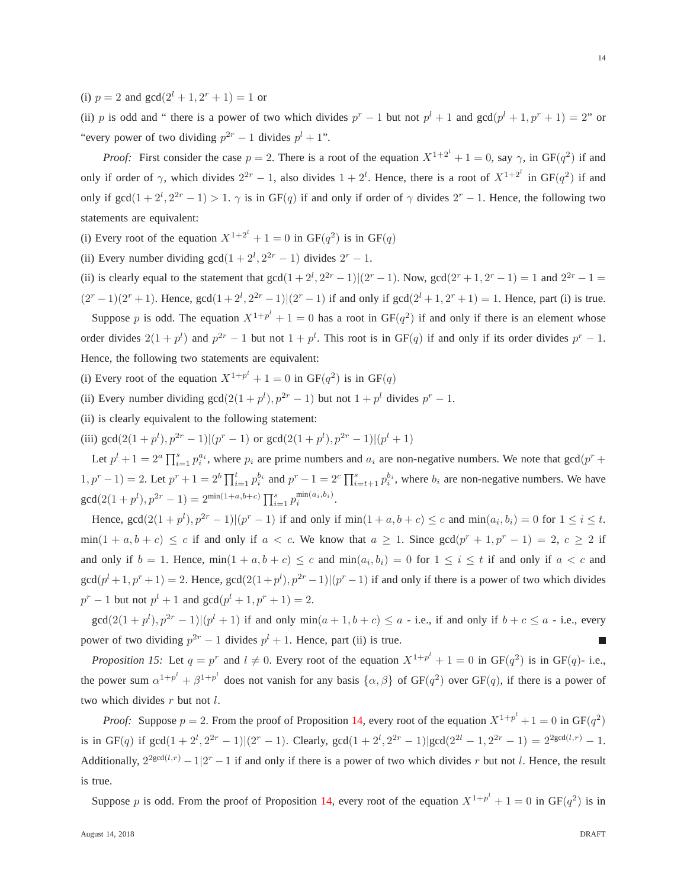(i) $p = 2$ and $\gcd(2^l + 1, 2^r + 1) = 1$ or

(ii) $p$ is odd and " there is a power of two which divides $p^r - 1$ but not $p^l + 1$ and $\gcd(p^l + 1, p^r + 1) = 2$" or "every power of two dividing $p^{2r} - 1$ divides $p^l + 1$".

*Proof:* First consider the case $p = 2$. There is a root of the equation $X^{1+2^l} + 1 = 0$, say $\gamma$, in $\mathrm{GF}(q^2)$ if and only if order of $\gamma$, which divides $2^{2r} - 1$, also divides $1 + 2^l$. Hence, there is a root of $X^{1+2^l}$ in $\mathrm{GF}(q^2)$ if and only if $\gcd(1 + 2^l, 2^{2r} - 1) > 1$. $\gamma$ is in $\mathrm{GF}(q)$ if and only if order of $\gamma$ divides $2^r - 1$. Hence, the following two statements are equivalent:

(i) Every root of the equation $X^{1+2^l} + 1 = 0$ in $\mathrm{GF}(q^2)$ is in $\mathrm{GF}(q)$

(ii) Every number dividing $\gcd(1 + 2^l, 2^{2r} - 1)$ divides $2^r - 1$.

(ii) is clearly equal to the statement that $\gcd(1 + 2^l, 2^{2r} - 1)|(2^r - 1)$. Now, $\gcd(2^r + 1, 2^r - 1) = 1$ and $2^{2r} - 1 = (2^r - 1)(2^r + 1)$. Hence, $\gcd(1 + 2^l, 2^{2r} - 1)|(2^r - 1)$ if and only if $\gcd(2^l + 1, 2^r + 1) = 1$. Hence, part (i) is true.

Suppose $p$ is odd. The equation $X^{1+p^l} + 1 = 0$ has a root in $\mathrm{GF}(q^2)$ if and only if there is an element whose order divides $2(1 + p^l)$ and $p^{2r} - 1$ but not $1 + p^l$. This root is in $\mathrm{GF}(q)$ if and only if its order divides $p^r - 1$. Hence, the following two statements are equivalent:

(i) Every root of the equation $X^{1+p^l} + 1 = 0$ in $\mathrm{GF}(q^2)$ is in $\mathrm{GF}(q)$

(ii) Every number dividing $\gcd(2(1 + p^l), p^{2r} - 1)$ but not $1 + p^l$ divides $p^r - 1$.

(ii) is clearly equivalent to the following statement:

(iii) $\gcd(2(1 + p^l), p^{2r} - 1)|(p^r - 1)$ or $\gcd(2(1 + p^l), p^{2r} - 1)|(p^l + 1)$

Let $p^l + 1 = 2^a \prod_{i=1}^{s} p_i^{a_i}$, where $p_i$ are prime numbers and $a_i$ are non-negative numbers. We note that $\gcd(p^r + 1, p^r - 1) = 2$. Let $p^r + 1 = 2^b \prod_{i=1}^{t} p_i^{b_i}$ and $p^r - 1 = 2^c \prod_{i=t+1}^{s} p_i^{b_i}$, where $b_i$ are non-negative numbers. We have $\gcd(2(1 + p^l), p^{2r} - 1) = 2^{\min(1+a, b+c)} \prod_{i=1}^{s} p_i^{\min(a_i, b_i)}$.

Hence, $\gcd(2(1 + p^l), p^{2r} - 1)|(p^r - 1)$ if and only if $\min(1 + a, b + c) \leq c$ and $\min(a_i, b_i) = 0$ for $1 \leq i \leq t$. $\min(1 + a, b + c) \leq c$ if and only if $a < c$. We know that $a \geq 1$. Since $\gcd(p^r + 1, p^r - 1) = 2$, $c \geq 2$ if and only if $b = 1$. Hence, $\min(1 + a, b + c) \leq c$ and $\min(a_i, b_i) = 0$ for $1 \leq i \leq t$ if and only if $a < c$ and $\gcd(p^l + 1, p^r + 1) = 2$. Hence, $\gcd(2(1 + p^l), p^{2r} - 1)|(p^r - 1)$ if and only if there is a power of two which divides $p^r - 1$ but not $p^l + 1$ and $\gcd(p^l + 1, p^r + 1) = 2$.

$\gcd(2(1 + p^l), p^{2r} - 1)|(p^l + 1)$ if and only $\min(a + 1, b + c) \leq a$ - i.e., if and only if $b + c \leq a$ - i.e., every power of two dividing $p^{2r} - 1$ divides $p^l + 1$. Hence, part (ii) is true. ∎

*Proposition 15:* Let $q = p^r$ and $l \neq 0$. Every root of the equation $X^{1+p^l} + 1 = 0$ in $\mathrm{GF}(q^2)$ is in $\mathrm{GF}(q)$- i.e., the power sum $\alpha^{1+p^l} + \beta^{1+p^l}$ does not vanish for any basis $\{\alpha, \beta\}$ of $\mathrm{GF}(q^2)$ over $\mathrm{GF}(q)$, if there is a power of two which divides $r$ but not $l$.

*Proof:* Suppose $p = 2$. From the proof of Proposition 14, every root of the equation $X^{1+p^l} + 1 = 0$ in $\mathrm{GF}(q^2)$ is in $\mathrm{GF}(q)$ if $\gcd(1 + 2^l, 2^{2r} - 1)|(2^r - 1)$. Clearly, $\gcd(1 + 2^l, 2^{2r} - 1)|\gcd(2^{2l} - 1, 2^{2r} - 1) = 2^{2\gcd(l,r)} - 1$. Additionally, $2^{2\gcd(l,r)} - 1|2^r - 1$ if and only if there is a power of two which divides $r$ but not $l$. Hence, the result is true.

Suppose $p$ is odd. From the proof of Proposition 14, every root of the equation $X^{1+p^l} + 1 = 0$ in $\mathrm{GF}(q^2)$ is in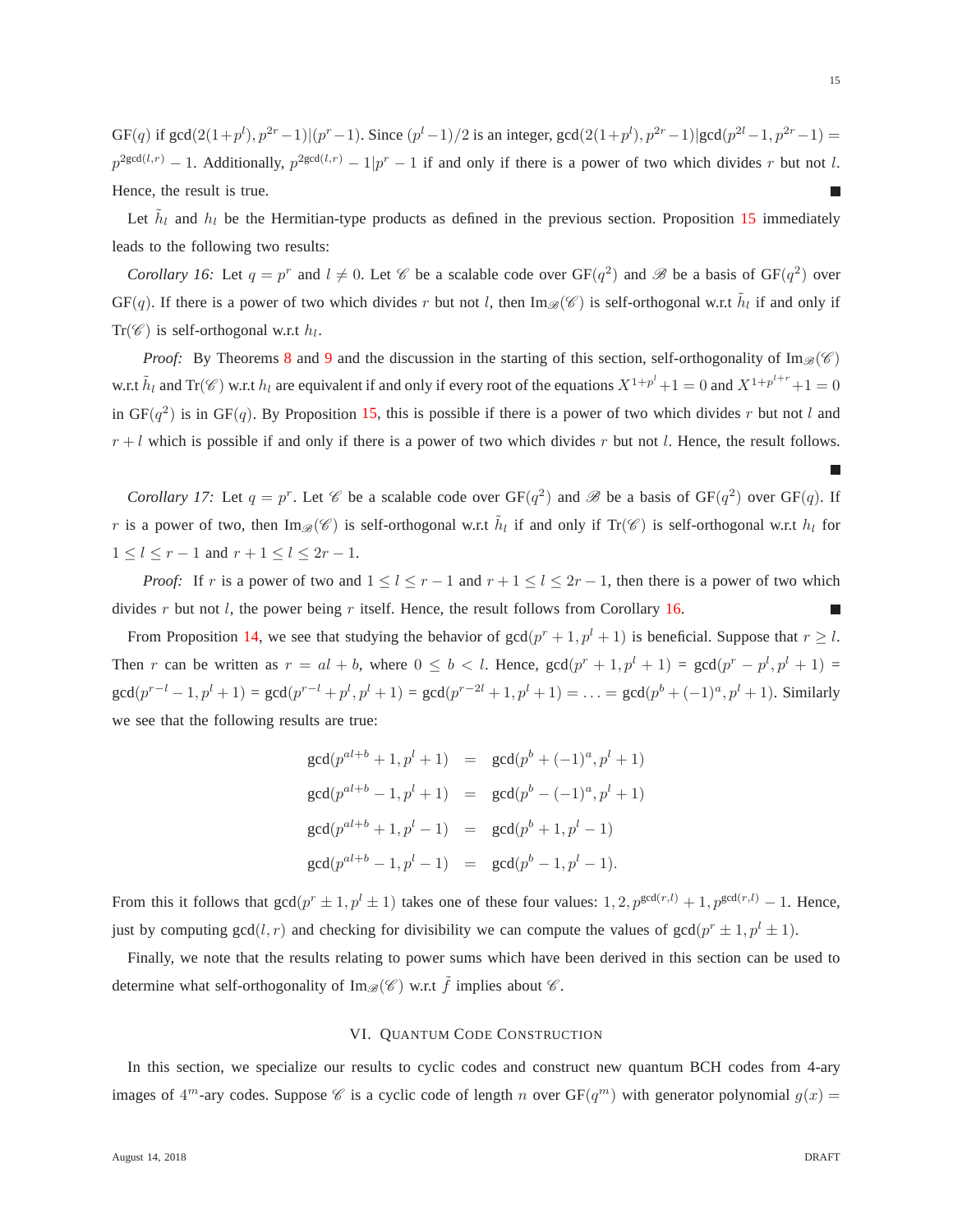GF($q$) if $\gcd(2(1+p^l), p^{2r}-1)|(p^r-1)$. Since $(p^l-1)/2$ is an integer, $\gcd(2(1+p^l), p^{2r}-1)|\gcd(p^{2l}-1, p^{2r}-1) = p^{2\gcd(l,r)}-1$. Additionally, $p^{2\gcd(l,r)}-1|p^r-1$ if and only if there is a power of two which divides $r$ but not $l$. Hence, the result is true. ■

Let $\tilde{h}_l$ and $h_l$ be the Hermitian-type products as defined in the previous section. Proposition 15 immediately leads to the following two results:

*Corollary 16:* Let $q = p^r$ and $l \neq 0$. Let $\mathscr{C}$ be a scalable code over GF($q^2$) and $\mathscr{B}$ be a basis of GF($q^2$) over GF($q$). If there is a power of two which divides $r$ but not $l$, then $\text{Im}_{\mathscr{B}}(\mathscr{C})$ is self-orthogonal w.r.t $\tilde{h}_l$ if and only if $\text{Tr}(\mathscr{C})$ is self-orthogonal w.r.t $h_l$.

*Proof:* By Theorems 8 and 9 and the discussion in the starting of this section, self-orthogonality of $\text{Im}_{\mathscr{B}}(\mathscr{C})$ w.r.t $\tilde{h}_l$ and $\text{Tr}(\mathscr{C})$ w.r.t $h_l$ are equivalent if and only if every root of the equations $X^{1+p^l}+1=0$ and $X^{1+p^{l+r}}+1=0$ in GF($q^2$) is in GF($q$). By Proposition 15, this is possible if there is a power of two which divides $r$ but not $l$ and $r+l$ which is possible if and only if there is a power of two which divides $r$ but not $l$. Hence, the result follows. ■

*Corollary 17:* Let $q = p^r$. Let $\mathscr{C}$ be a scalable code over GF($q^2$) and $\mathscr{B}$ be a basis of GF($q^2$) over GF($q$). If $r$ is a power of two, then $\text{Im}_{\mathscr{B}}(\mathscr{C})$ is self-orthogonal w.r.t $\tilde{h}_l$ if and only if $\text{Tr}(\mathscr{C})$ is self-orthogonal w.r.t $h_l$ for $1 \leq l \leq r-1$ and $r+1 \leq l \leq 2r-1$.

*Proof:* If $r$ is a power of two and $1 \leq l \leq r-1$ and $r+1 \leq l \leq 2r-1$, then there is a power of two which divides $r$ but not $l$, the power being $r$ itself. Hence, the result follows from Corollary 16. ■

From Proposition 14, we see that studying the behavior of $\gcd(p^r+1, p^l+1)$ is beneficial. Suppose that $r \geq l$. Then $r$ can be written as $r = al+b$, where $0 \leq b < l$. Hence, $\gcd(p^r+1, p^l+1) = \gcd(p^r-p^l, p^l+1) = \gcd(p^{r-l}-1, p^l+1) = \gcd(p^{r-l}+p^l, p^l+1) = \gcd(p^{r-2l}+1, p^l+1) = \ldots = \gcd(p^b+(-1)^a, p^l+1)$. Similarly we see that the following results are true:

$$
\begin{aligned}
\gcd(p^{al+b}+1, p^l+1) &= \gcd(p^b+(-1)^a, p^l+1) \\
\gcd(p^{al+b}-1, p^l+1) &= \gcd(p^b-(-1)^a, p^l+1) \\
\gcd(p^{al+b}+1, p^l-1) &= \gcd(p^b+1, p^l-1) \\
\gcd(p^{al+b}-1, p^l-1) &= \gcd(p^b-1, p^l-1).
\end{aligned}
$$

From this it follows that $\gcd(p^r \pm 1, p^l \pm 1)$ takes one of these four values: $1, 2, p^{\gcd(r,l)}+1, p^{\gcd(r,l)}-1$. Hence, just by computing $\gcd(l,r)$ and checking for divisibility we can compute the values of $\gcd(p^r \pm 1, p^l \pm 1)$.

Finally, we note that the results relating to power sums which have been derived in this section can be used to determine what self-orthogonality of $\text{Im}_{\mathscr{B}}(\mathscr{C})$ w.r.t $\tilde{f}$ implies about $\mathscr{C}$.

## VI. Quantum Code Construction

In this section, we specialize our results to cyclic codes and construct new quantum BCH codes from 4-ary images of $4^m$-ary codes. Suppose $\mathscr{C}$ is a cyclic code of length $n$ over GF($q^m$) with generator polynomial $g(x) =$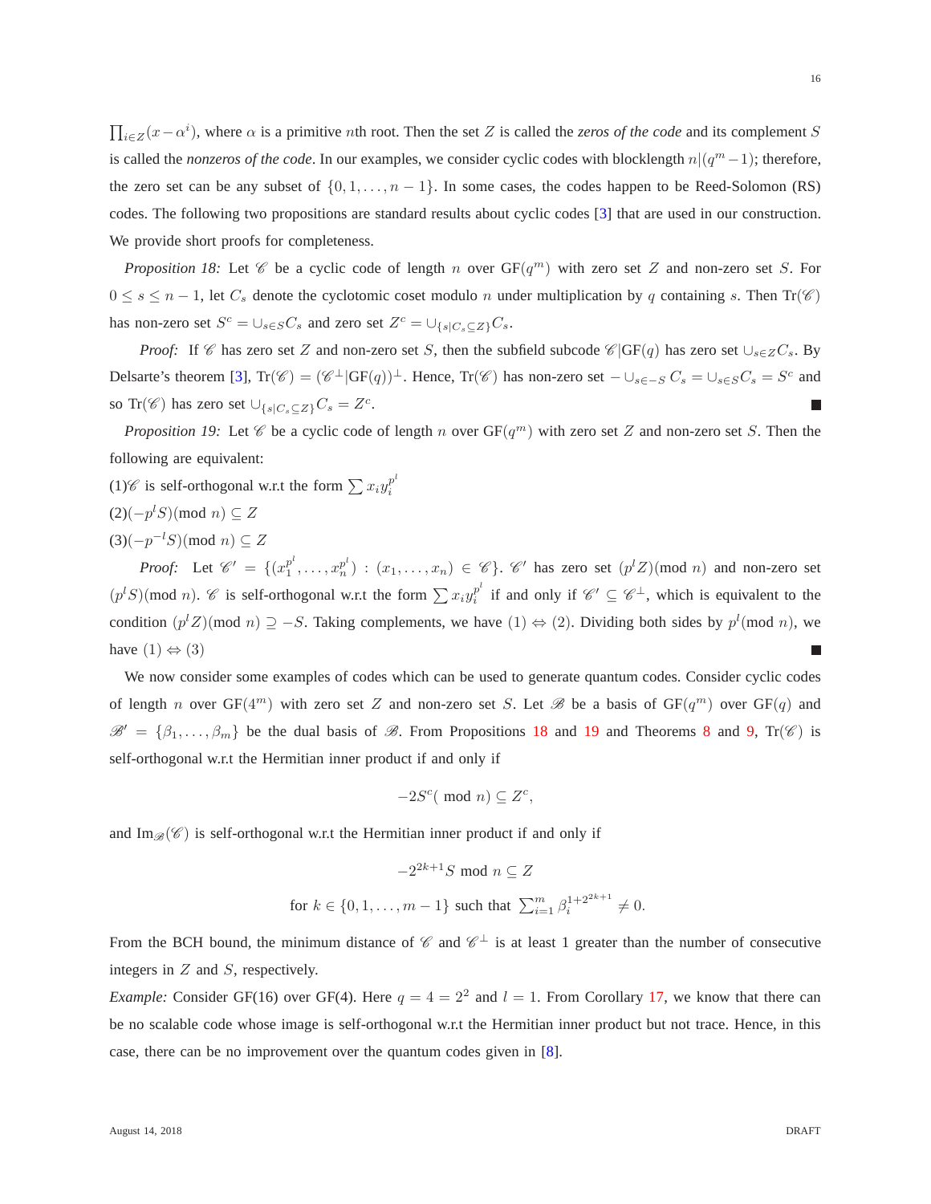$\prod_{i\in Z}(x-\alpha^i)$, where $\alpha$ is a primitive $n$th root. Then the set $Z$ is called the *zeros of the code* and its complement $S$ is called the *nonzeros of the code*. In our examples, we consider cyclic codes with blocklength $n|(q^m-1)$; therefore, the zero set can be any subset of $\{0,1,\ldots,n-1\}$. In some cases, the codes happen to be Reed-Solomon (RS) codes. The following two propositions are standard results about cyclic codes [3] that are used in our construction. We provide short proofs for completeness.

*Proposition 18:* Let $\mathscr{C}$ be a cyclic code of length $n$ over GF$(q^m)$ with zero set $Z$ and non-zero set $S$. For $0 \le s \le n-1$, let $C_s$ denote the cyclotomic coset modulo $n$ under multiplication by $q$ containing $s$. Then Tr$(\mathscr{C})$ has non-zero set $S^c = \cup_{s\in S} C_s$ and zero set $Z^c = \cup_{\{s|C_s\subseteq Z\}} C_s$.

*Proof:* If $\mathscr{C}$ has zero set $Z$ and non-zero set $S$, then the subfield subcode $\mathscr{C}|$GF$(q)$ has zero set $\cup_{s\in Z} C_s$. By Delsarte's theorem [3], Tr$(\mathscr{C}) = (\mathscr{C}^\perp|\text{GF}(q))^\perp$. Hence, Tr$(\mathscr{C})$ has non-zero set $-\cup_{s\in -S} C_s = \cup_{s\in S} C_s = S^c$ and so Tr$(\mathscr{C})$ has zero set $\cup_{\{s|C_s\subseteq Z\}} C_s = Z^c$. ■

*Proposition 19:* Let $\mathscr{C}$ be a cyclic code of length $n$ over GF$(q^m)$ with zero set $Z$ and non-zero set $S$. Then the following are equivalent:

(1)$\mathscr{C}$ is self-orthogonal w.r.t the form $\sum x_i y_i^{p^l}$

(2)$(-p^l S)(\text{mod } n) \subseteq Z$

(3)$(-p^{-l} S)(\text{mod } n) \subseteq Z$

*Proof:* Let $\mathscr{C}' = \{(x_1^{p^l},\ldots,x_n^{p^l}) : (x_1,\ldots,x_n) \in \mathscr{C}\}$. $\mathscr{C}'$ has zero set $(p^l Z)(\text{mod } n)$ and non-zero set $(p^l S)(\text{mod } n)$. $\mathscr{C}$ is self-orthogonal w.r.t the form $\sum x_i y_i^{p^l}$ if and only if $\mathscr{C}' \subseteq \mathscr{C}^\perp$, which is equivalent to the condition $(p^l Z)(\text{mod } n) \supseteq -S$. Taking complements, we have $(1) \Leftrightarrow (2)$. Dividing both sides by $p^l(\text{mod } n)$, we have $(1) \Leftrightarrow (3)$ ■

We now consider some examples of codes which can be used to generate quantum codes. Consider cyclic codes of length $n$ over GF$(4^m)$ with zero set $Z$ and non-zero set $S$. Let $\mathscr{B}$ be a basis of GF$(q^m)$ over GF$(q)$ and $\mathscr{B}' = \{\beta_1,\ldots,\beta_m\}$ be the dual basis of $\mathscr{B}$. From Propositions 18 and 19 and Theorems 8 and 9, Tr$(\mathscr{C})$ is self-orthogonal w.r.t the Hermitian inner product if and only if

$$-2S^c(\text{ mod } n) \subseteq Z^c,$$

and Im$_{\mathscr{B}}(\mathscr{C})$ is self-orthogonal w.r.t the Hermitian inner product if and only if

$$-2^{2k+1}S \text{ mod } n \subseteq Z$$

$$\text{for } k \in \{0,1,\ldots,m-1\} \text{ such that } \sum_{i=1}^m \beta_i^{1+2^{2k+1}} \neq 0.$$

From the BCH bound, the minimum distance of $\mathscr{C}$ and $\mathscr{C}^\perp$ is at least 1 greater than the number of consecutive integers in $Z$ and $S$, respectively.

*Example:* Consider GF(16) over GF(4). Here $q = 4 = 2^2$ and $l = 1$. From Corollary 17, we know that there can be no scalable code whose image is self-orthogonal w.r.t the Hermitian inner product but not trace. Hence, in this case, there can be no improvement over the quantum codes given in [8].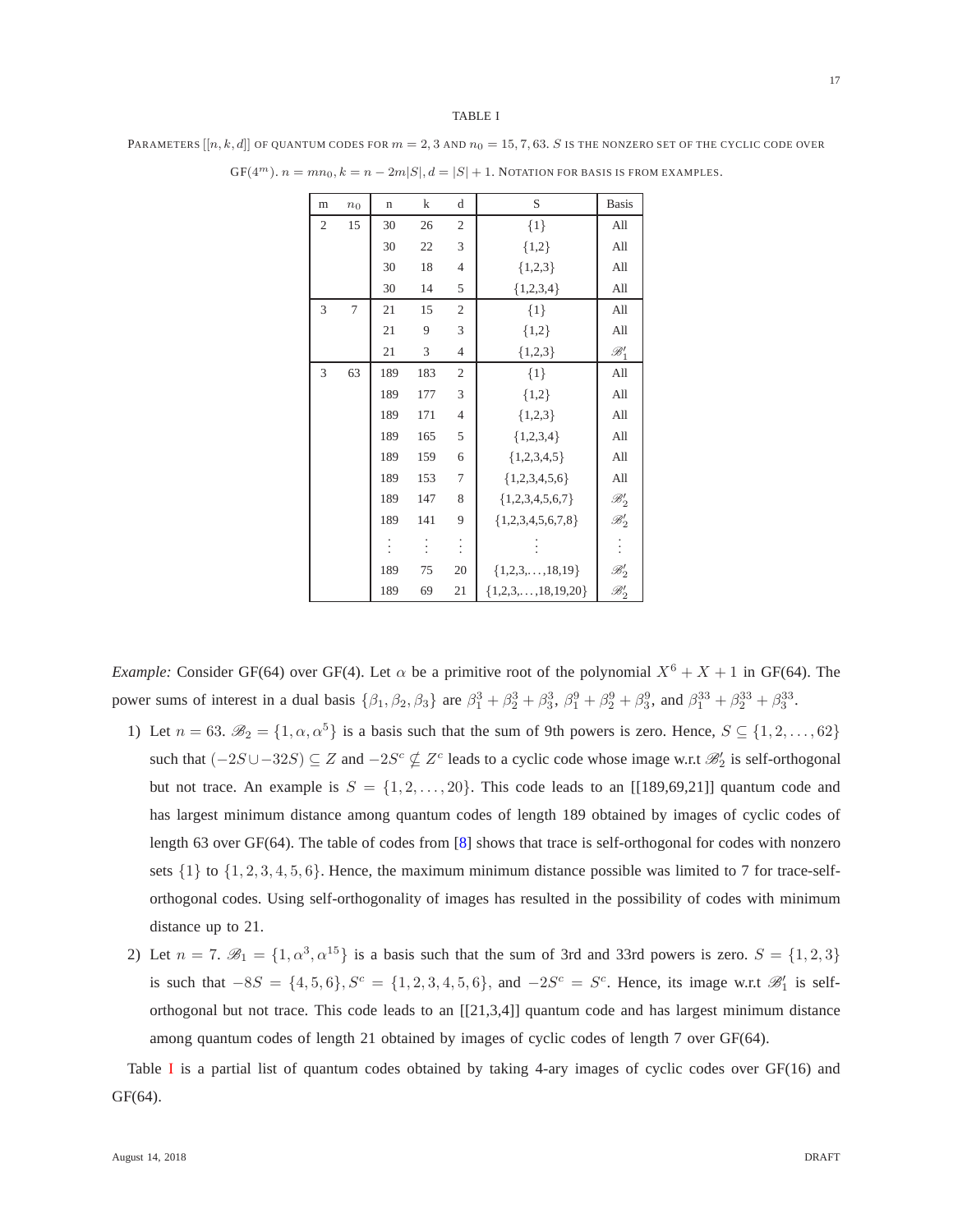TABLE I

PARAMETERS $[[n, k, d]]$ OF QUANTUM CODES FOR $m = 2, 3$ AND $n_0 = 15, 7, 63$. $S$ IS THE NONZERO SET OF THE CYCLIC CODE OVER GF$(4^m)$. $n = mn_0, k = n - 2m|S|, d = |S| + 1$. NOTATION FOR BASIS IS FROM EXAMPLES.

| m | $n_0$ | n | k | d | S | Basis |
|---|---|---|---|---|---|---|
| 2 | 15 | 30 | 26 | 2 | {1} | All |
| | | 30 | 22 | 3 | {1,2} | All |
| | | 30 | 18 | 4 | {1,2,3} | All |
| | | 30 | 14 | 5 | {1,2,3,4} | All |
| 3 | 7 | 21 | 15 | 2 | {1} | All |
| | | 21 | 9 | 3 | {1,2} | All |
| | | 21 | 3 | 4 | {1,2,3} | $\mathscr{B}_1'$ |
| 3 | 63 | 189 | 183 | 2 | {1} | All |
| | | 189 | 177 | 3 | {1,2} | All |
| | | 189 | 171 | 4 | {1,2,3} | All |
| | | 189 | 165 | 5 | {1,2,3,4} | All |
| | | 189 | 159 | 6 | {1,2,3,4,5} | All |
| | | 189 | 153 | 7 | {1,2,3,4,5,6} | All |
| | | 189 | 147 | 8 | {1,2,3,4,5,6,7} | $\mathscr{B}_2'$ |
| | | 189 | 141 | 9 | {1,2,3,4,5,6,7,8} | $\mathscr{B}_2'$ |
| | | ⋮ | ⋮ | ⋮ | ⋮ | ⋮ |
| | | 189 | 75 | 20 | {1,2,3,...,18,19} | $\mathscr{B}_2'$ |
| | | 189 | 69 | 21 | {1,2,3,...,18,19,20} | $\mathscr{B}_2'$ |

*Example:* Consider GF(64) over GF(4). Let $\alpha$ be a primitive root of the polynomial $X^6 + X + 1$ in GF(64). The power sums of interest in a dual basis $\{\beta_1, \beta_2, \beta_3\}$ are $\beta_1^3 + \beta_2^3 + \beta_3^3$, $\beta_1^9 + \beta_2^9 + \beta_3^9$, and $\beta_1^{33} + \beta_2^{33} + \beta_3^{33}$.

1) Let $n = 63$. $\mathscr{B}_2 = \{1, \alpha, \alpha^5\}$ is a basis such that the sum of 9th powers is zero. Hence, $S \subseteq \{1, 2, \ldots, 62\}$ such that $(-2S \cup -32S) \subseteq Z$ and $-2S^c \nsubseteq Z^c$ leads to a cyclic code whose image w.r.t $\mathscr{B}_2'$ is self-orthogonal but not trace. An example is $S = \{1, 2, \ldots, 20\}$. This code leads to an [[189,69,21]] quantum code and has largest minimum distance among quantum codes of length 189 obtained by images of cyclic codes of length 63 over GF(64). The table of codes from [8] shows that trace is self-orthogonal for codes with nonzero sets $\{1\}$ to $\{1, 2, 3, 4, 5, 6\}$. Hence, the maximum minimum distance possible was limited to 7 for trace-self-orthogonal codes. Using self-orthogonality of images has resulted in the possibility of codes with minimum distance up to 21.

2) Let $n = 7$. $\mathscr{B}_1 = \{1, \alpha^3, \alpha^{15}\}$ is a basis such that the sum of 3rd and 33rd powers is zero. $S = \{1, 2, 3\}$ is such that $-8S = \{4, 5, 6\}, S^c = \{1, 2, 3, 4, 5, 6\}$, and $-2S^c = S^c$. Hence, its image w.r.t $\mathscr{B}_1'$ is self-orthogonal but not trace. This code leads to an [[21,3,4]] quantum code and has largest minimum distance among quantum codes of length 21 obtained by images of cyclic codes of length 7 over GF(64).

Table I is a partial list of quantum codes obtained by taking 4-ary images of cyclic codes over GF(16) and GF(64).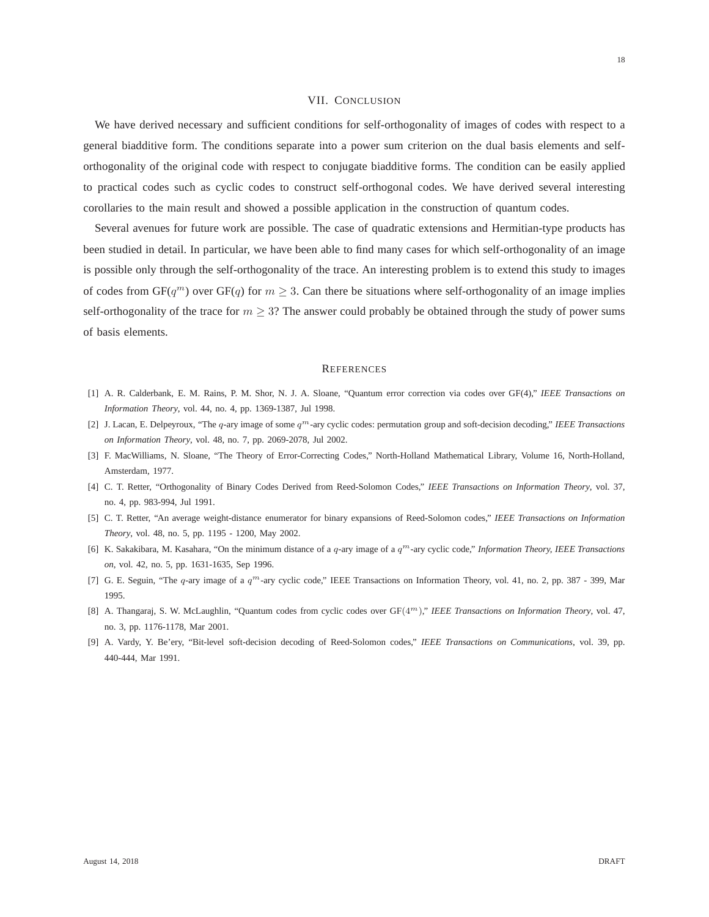## VII. Conclusion

We have derived necessary and sufficient conditions for self-orthogonality of images of codes with respect to a general biadditive form. The conditions separate into a power sum criterion on the dual basis elements and self-orthogonality of the original code with respect to conjugate biadditive forms. The condition can be easily applied to practical codes such as cyclic codes to construct self-orthogonal codes. We have derived several interesting corollaries to the main result and showed a possible application in the construction of quantum codes.

Several avenues for future work are possible. The case of quadratic extensions and Hermitian-type products has been studied in detail. In particular, we have been able to find many cases for which self-orthogonality of an image is possible only through the self-orthogonality of the trace. An interesting problem is to extend this study to images of codes from GF($q^m$) over GF($q$) for $m \geq 3$. Can there be situations where self-orthogonality of an image implies self-orthogonality of the trace for $m \geq 3$? The answer could probably be obtained through the study of power sums of basis elements.

## References

[1] A. R. Calderbank, E. M. Rains, P. M. Shor, N. J. A. Sloane, "Quantum error correction via codes over GF(4)," *IEEE Transactions on Information Theory*, vol. 44, no. 4, pp. 1369-1387, Jul 1998.

[2] J. Lacan, E. Delpeyroux, "The $q$-ary image of some $q^m$-ary cyclic codes: permutation group and soft-decision decoding," *IEEE Transactions on Information Theory*, vol. 48, no. 7, pp. 2069-2078, Jul 2002.

[3] F. MacWilliams, N. Sloane, "The Theory of Error-Correcting Codes," North-Holland Mathematical Library, Volume 16, North-Holland, Amsterdam, 1977.

[4] C. T. Retter, "Orthogonality of Binary Codes Derived from Reed-Solomon Codes," *IEEE Transactions on Information Theory*, vol. 37, no. 4, pp. 983-994, Jul 1991.

[5] C. T. Retter, "An average weight-distance enumerator for binary expansions of Reed-Solomon codes," *IEEE Transactions on Information Theory*, vol. 48, no. 5, pp. 1195 - 1200, May 2002.

[6] K. Sakakibara, M. Kasahara, "On the minimum distance of a $q$-ary image of a $q^m$-ary cyclic code," *Information Theory, IEEE Transactions on*, vol. 42, no. 5, pp. 1631-1635, Sep 1996.

[7] G. E. Seguin, "The $q$-ary image of a $q^m$-ary cyclic code," IEEE Transactions on Information Theory, vol. 41, no. 2, pp. 387 - 399, Mar 1995.

[8] A. Thangaraj, S. W. McLaughlin, "Quantum codes from cyclic codes over GF($4^m$)," *IEEE Transactions on Information Theory*, vol. 47, no. 3, pp. 1176-1178, Mar 2001.

[9] A. Vardy, Y. Be'ery, "Bit-level soft-decision decoding of Reed-Solomon codes," *IEEE Transactions on Communications*, vol. 39, pp. 440-444, Mar 1991.